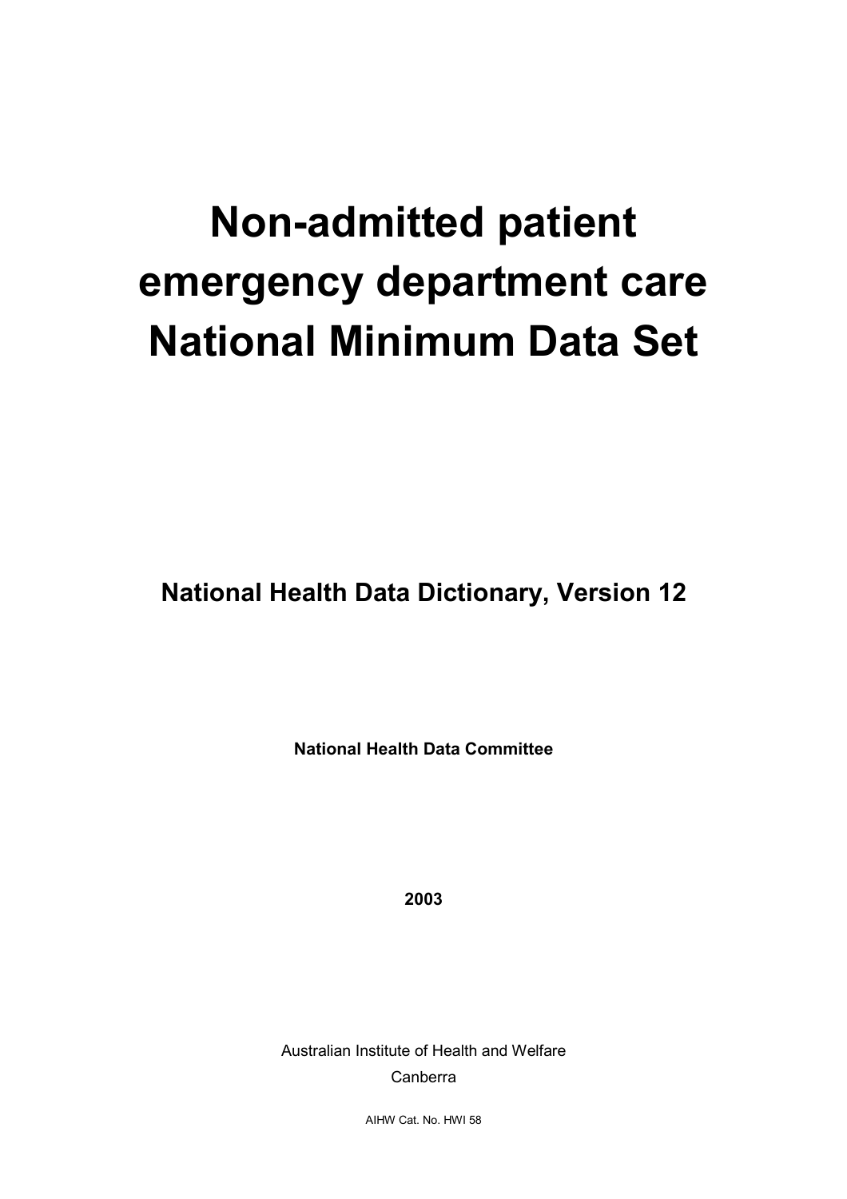# Non-admitted patient emergency department care National Minimum Data Set

## National Health Data Dictionary, Version 12

**National Health Data Committee**

**2003**

Australian Institute of Health and Welfare

Canberra

AIHW Cat. No. HWI 58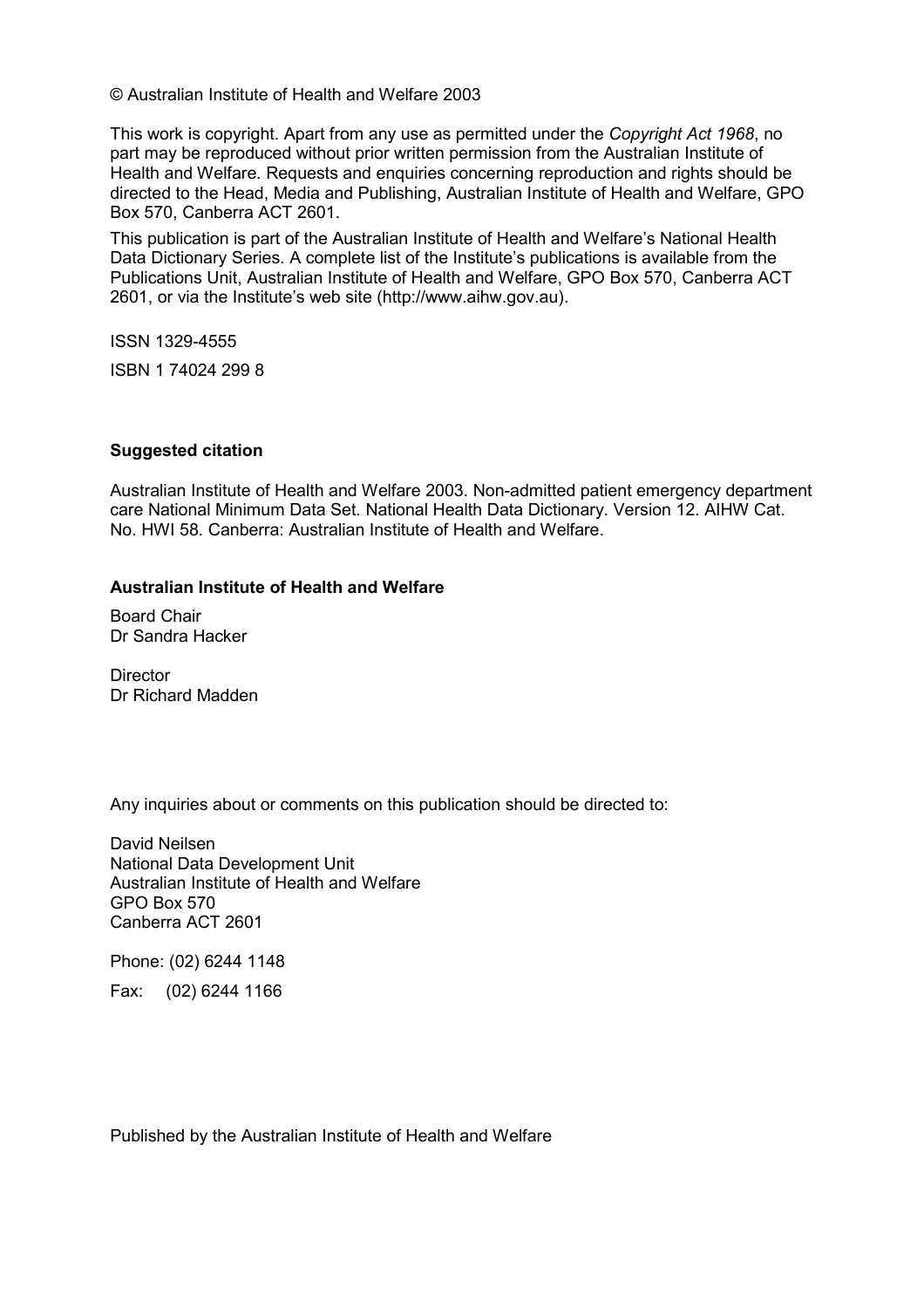© Australian Institute of Health and Welfare 2003

This work is copyright. Apart from any use as permitted under the *Copyright Act 1968*, no part may be reproduced without prior written permission from the Australian Institute of Health and Welfare. Requests and enquiries concerning reproduction and rights should be directed to the Head, Media and Publishing, Australian Institute of Health and Welfare, GPO Box 570, Canberra ACT 2601.

This publication is part of the Australian Institute of Health and Welfare's National Health Data Dictionary Series. A complete list of the Institute's publications is available from the Publications Unit, Australian Institute of Health and Welfare, GPO Box 570, Canberra ACT 2601, or via the Institute's web site (http://www.aihw.gov.au).

ISSN 1329-4555

ISBN 1 74024 299 8

**Suggested citation**

Australian Institute of Health and Welfare 2003. Non-admitted patient emergency department care National Minimum Data Set. National Health Data Dictionary. Version 12. AIHW Cat. No. HWI 58. Canberra: Australian Institute of Health and Welfare.

**Australian Institute of Health and Welfare**

Board Chair
Dr Sandra Hacker

Director
Dr Richard Madden

Any inquiries about or comments on this publication should be directed to:

David Neilsen
National Data Development Unit
Australian Institute of Health and Welfare
GPO Box 570
Canberra ACT 2601

Phone: (02) 6244 1148

Fax: (02) 6244 1166

Published by the Australian Institute of Health and Welfare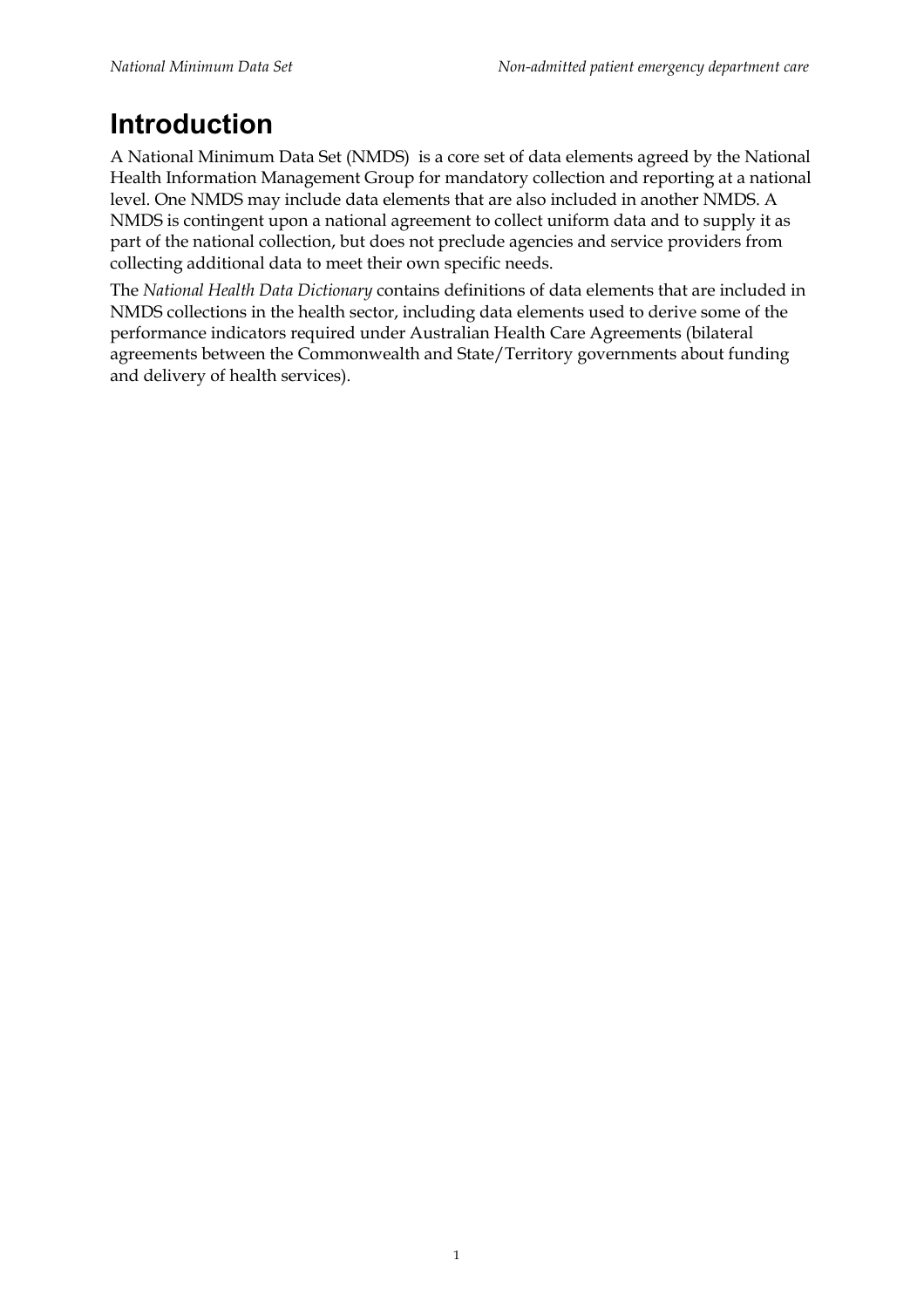# Introduction

A National Minimum Data Set (NMDS) is a core set of data elements agreed by the National Health Information Management Group for mandatory collection and reporting at a national level. One NMDS may include data elements that are also included in another NMDS. A NMDS is contingent upon a national agreement to collect uniform data and to supply it as part of the national collection, but does not preclude agencies and service providers from collecting additional data to meet their own specific needs.

The *National Health Data Dictionary* contains definitions of data elements that are included in NMDS collections in the health sector, including data elements used to derive some of the performance indicators required under Australian Health Care Agreements (bilateral agreements between the Commonwealth and State/Territory governments about funding and delivery of health services).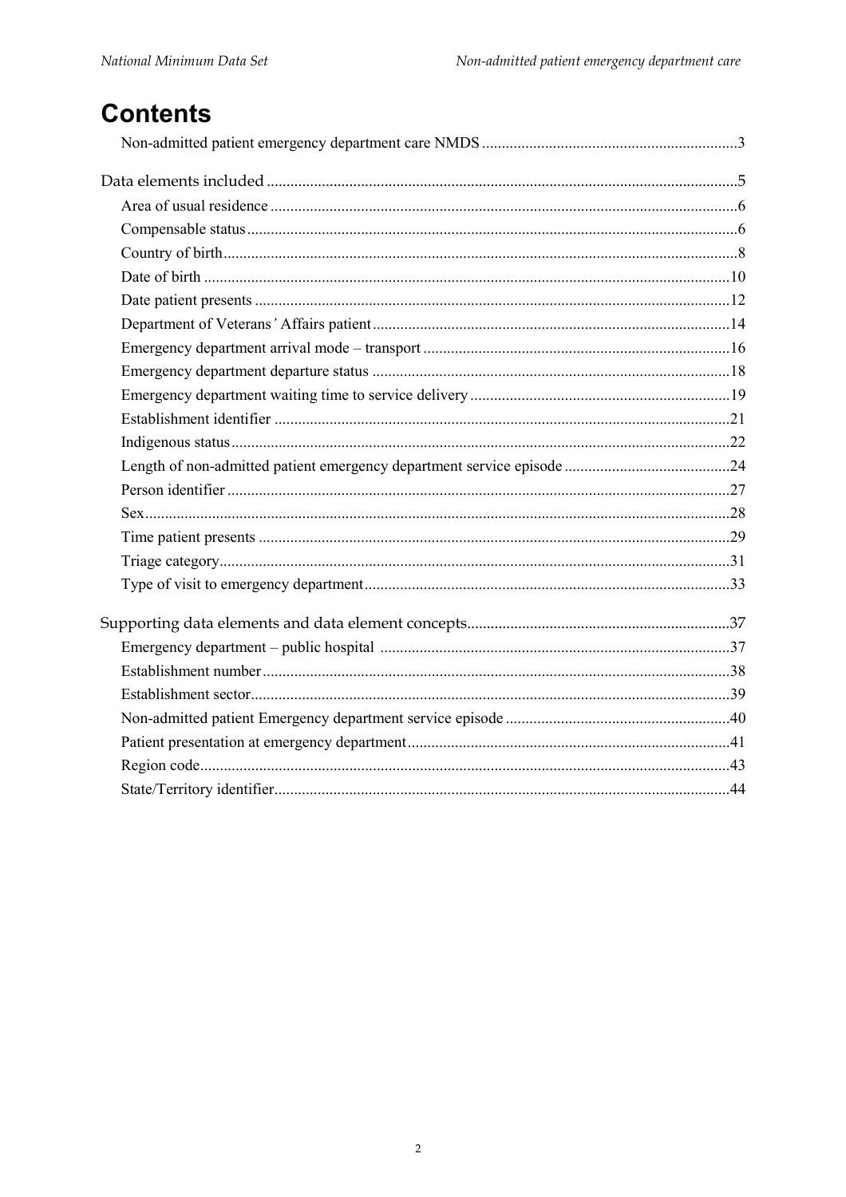# Contents

Non-admitted patient emergency department care NMDS ....................................................................3

Data elements included .......................................................................................................................5

- Area of usual residence ....................................................................................................................6
- Compensable status..........................................................................................................................6
- Country of birth................................................................................................................................8
- Date of birth ....................................................................................................................................10
- Date patient presents .......................................................................................................................12
- Department of Veterans' Affairs patient.........................................................................................14
- Emergency department arrival mode – transport .........................................................................16
- Emergency department departure status ........................................................................................18
- Emergency department waiting time to service delivery ..............................................................19
- Establishment identifier ..................................................................................................................21
- Indigenous status.............................................................................................................................22
- Length of non-admitted patient emergency department service episode .....................................24
- Person identifier ..............................................................................................................................27
- Sex...................................................................................................................................................28
- Time patient presents ......................................................................................................................29
- Triage category................................................................................................................................31
- Type of visit to emergency department...........................................................................................33

Supporting data elements and data element concepts.......................................................................37

- Emergency department – public hospital .......................................................................................37
- Establishment number.....................................................................................................................38
- Establishment sector........................................................................................................................39
- Non-admitted patient Emergency department service episode .....................................................40
- Patient presentation at emergency department...............................................................................41
- Region code.....................................................................................................................................43
- State/Territory identifier..................................................................................................................44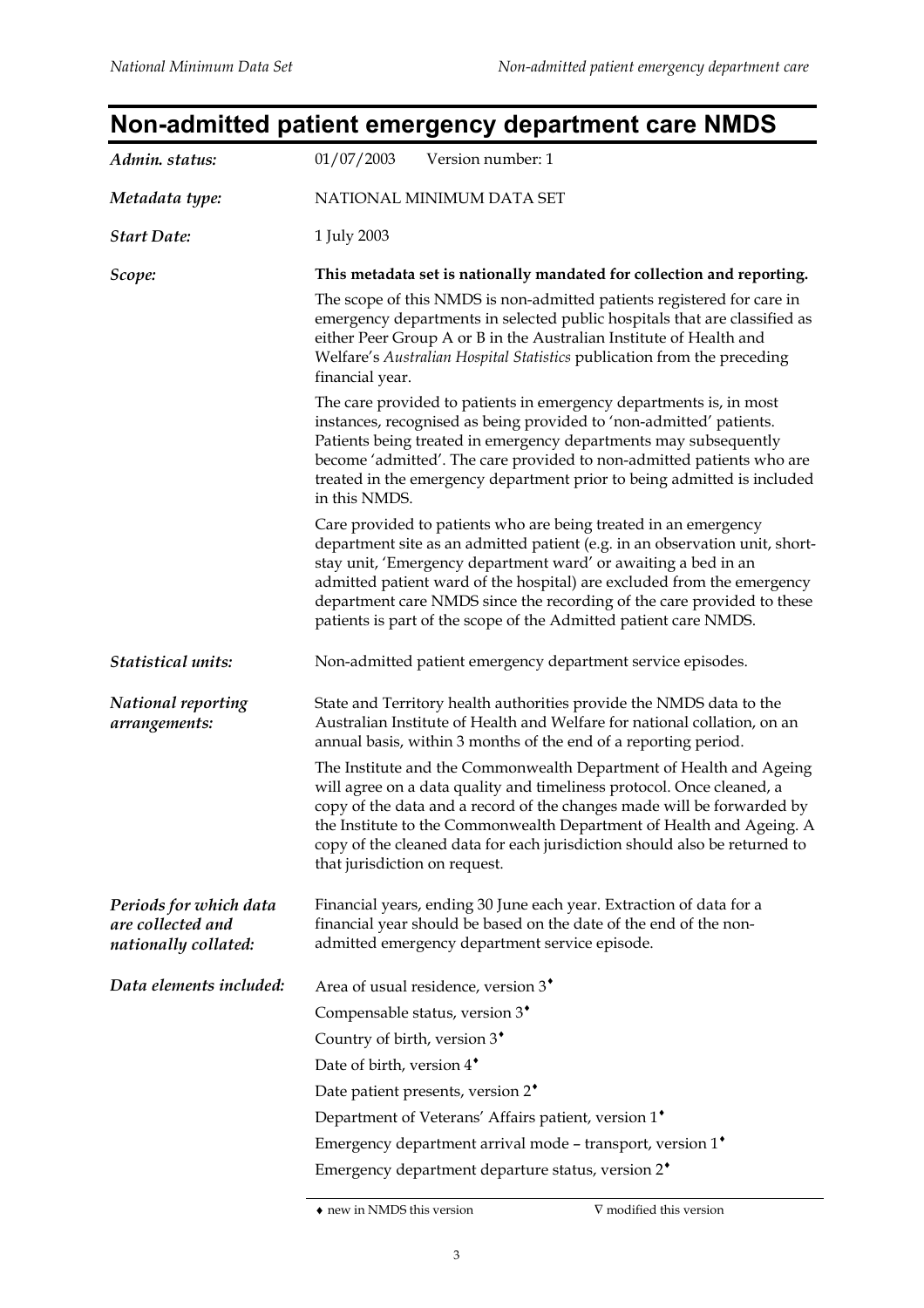# Non-admitted patient emergency department care NMDS

*Admin. status:* 01/07/2003 Version number: 1

*Metadata type:* NATIONAL MINIMUM DATA SET

*Start Date:* 1 July 2003

*Scope:*

**This metadata set is nationally mandated for collection and reporting.**

The scope of this NMDS is non-admitted patients registered for care in emergency departments in selected public hospitals that are classified as either Peer Group A or B in the Australian Institute of Health and Welfare's *Australian Hospital Statistics* publication from the preceding financial year.

The care provided to patients in emergency departments is, in most instances, recognised as being provided to 'non-admitted' patients. Patients being treated in emergency departments may subsequently become 'admitted'. The care provided to non-admitted patients who are treated in the emergency department prior to being admitted is included in this NMDS.

Care provided to patients who are being treated in an emergency department site as an admitted patient (e.g. in an observation unit, short-stay unit, 'Emergency department ward' or awaiting a bed in an admitted patient ward of the hospital) are excluded from the emergency department care NMDS since the recording of the care provided to these patients is part of the scope of the Admitted patient care NMDS.

*Statistical units:* Non-admitted patient emergency department service episodes.

*National reporting arrangements:*

State and Territory health authorities provide the NMDS data to the Australian Institute of Health and Welfare for national collation, on an annual basis, within 3 months of the end of a reporting period.

The Institute and the Commonwealth Department of Health and Ageing will agree on a data quality and timeliness protocol. Once cleaned, a copy of the data and a record of the changes made will be forwarded by the Institute to the Commonwealth Department of Health and Ageing. A copy of the cleaned data for each jurisdiction should also be returned to that jurisdiction on request.

*Periods for which data are collected and nationally collated:*

Financial years, ending 30 June each year. Extraction of data for a financial year should be based on the date of the end of the non-admitted emergency department service episode.

*Data elements included:*

Area of usual residence, version 3♦

Compensable status, version 3♦

Country of birth, version 3♦

Date of birth, version 4♦

Date patient presents, version 2♦

Department of Veterans' Affairs patient, version 1♦

Emergency department arrival mode – transport, version 1♦

Emergency department departure status, version 2♦

♦ new in NMDS this version ∇ modified this version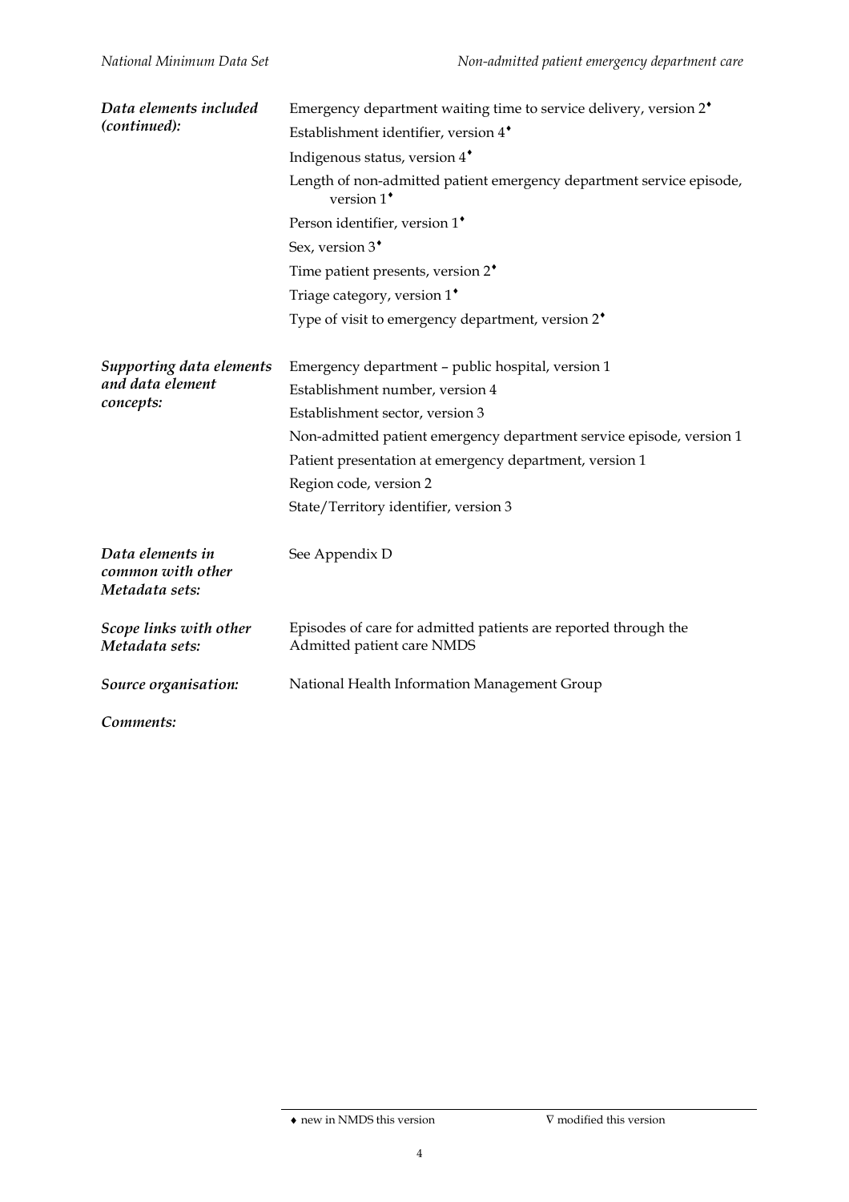***Data elements included (continued):***

- Emergency department waiting time to service delivery, version 2♦
- Establishment identifier, version 4♦
- Indigenous status, version 4♦
- Length of non-admitted patient emergency department service episode, version 1♦
- Person identifier, version 1♦
- Sex, version 3♦
- Time patient presents, version 2♦
- Triage category, version 1♦
- Type of visit to emergency department, version 2♦

***Supporting data elements and data element concepts:***

- Emergency department – public hospital, version 1
- Establishment number, version 4
- Establishment sector, version 3
- Non-admitted patient emergency department service episode, version 1
- Patient presentation at emergency department, version 1
- Region code, version 2
- State/Territory identifier, version 3

***Data elements in common with other Metadata sets:*** See Appendix D

***Scope links with other Metadata sets:*** Episodes of care for admitted patients are reported through the Admitted patient care NMDS

***Source organisation:*** National Health Information Management Group

***Comments:***

♦ new in NMDS this version ∇ modified this version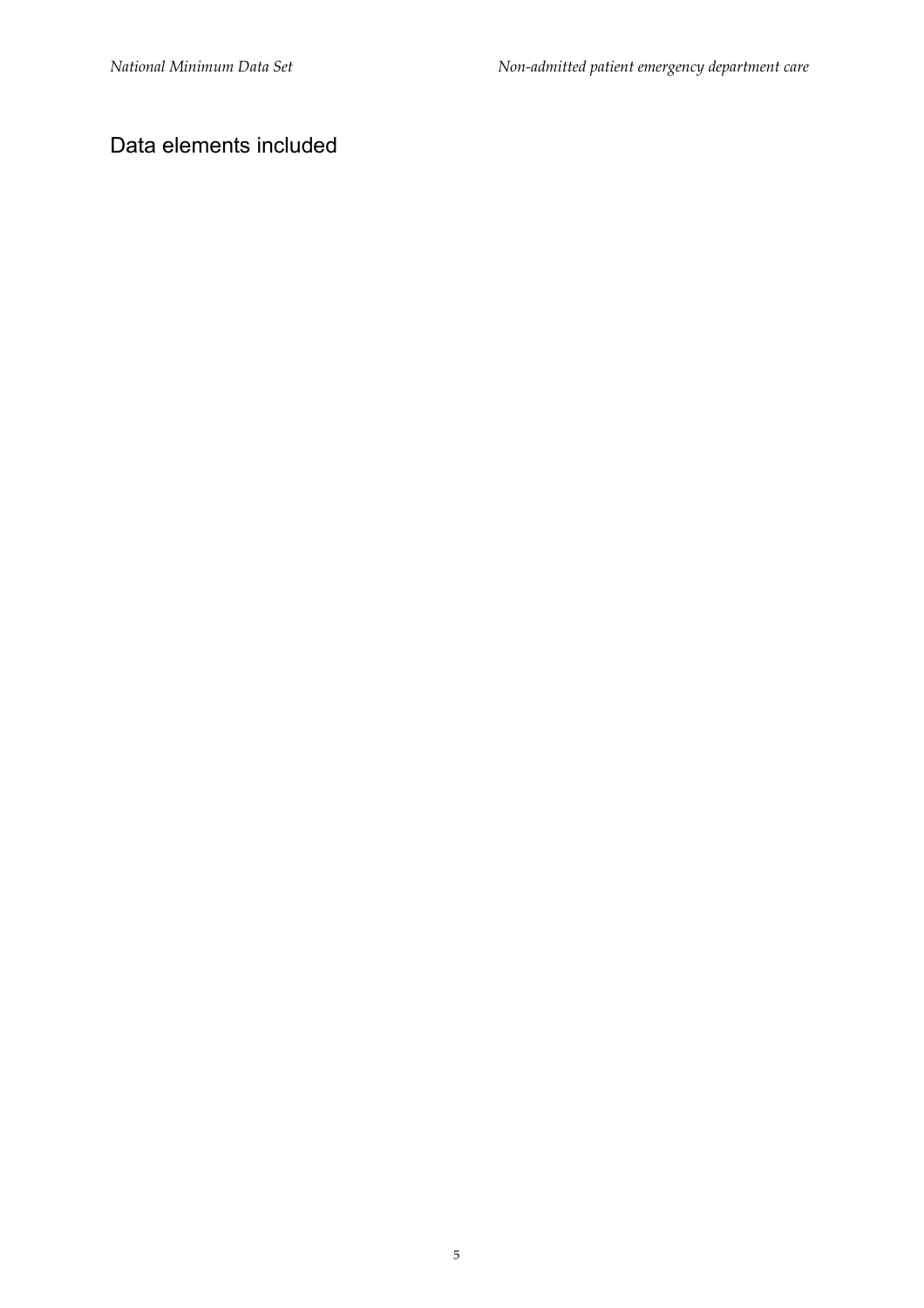## Data elements included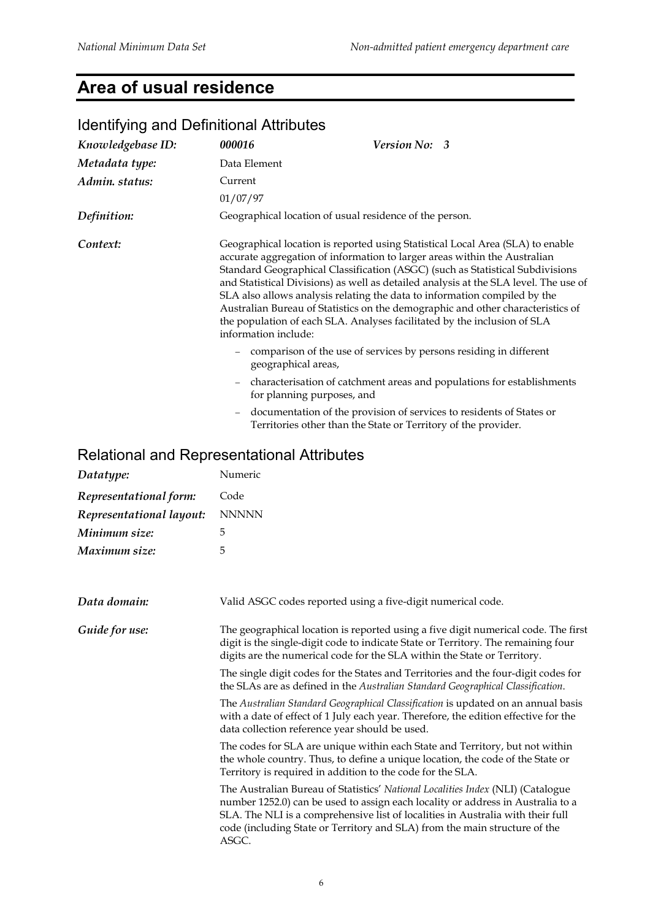# Area of usual residence

## Identifying and Definitional Attributes

| | | |
|---|---|---|
| *Knowledgebase ID:* | ***000016*** | ***Version No: 3*** |
| *Metadata type:* | Data Element | |
| *Admin. status:* | Current | |
| | 01/07/97 | |
| *Definition:* | Geographical location of usual residence of the person. | |

*Context:*

Geographical location is reported using Statistical Local Area (SLA) to enable accurate aggregation of information to larger areas within the Australian Standard Geographical Classification (ASGC) (such as Statistical Subdivisions and Statistical Divisions) as well as detailed analysis at the SLA level. The use of SLA also allows analysis relating the data to information compiled by the Australian Bureau of Statistics on the demographic and other characteristics of the population of each SLA. Analyses facilitated by the inclusion of SLA information include:

- comparison of the use of services by persons residing in different geographical areas,
- characterisation of catchment areas and populations for establishments for planning purposes, and
- documentation of the provision of services to residents of States or Territories other than the State or Territory of the provider.

## Relational and Representational Attributes

| | |
|---|---|
| *Datatype:* | Numeric |
| *Representational form:* | Code |
| *Representational layout:* | NNNNN |
| *Minimum size:* | 5 |
| *Maximum size:* | 5 |

*Data domain:*

Valid ASGC codes reported using a five-digit numerical code.

*Guide for use:*

The geographical location is reported using a five digit numerical code. The first digit is the single-digit code to indicate State or Territory. The remaining four digits are the numerical code for the SLA within the State or Territory.

The single digit codes for the States and Territories and the four-digit codes for the SLAs are as defined in the *Australian Standard Geographical Classification*.

The *Australian Standard Geographical Classification* is updated on an annual basis with a date of effect of 1 July each year. Therefore, the edition effective for the data collection reference year should be used.

The codes for SLA are unique within each State and Territory, but not within the whole country. Thus, to define a unique location, the code of the State or Territory is required in addition to the code for the SLA.

The Australian Bureau of Statistics' *National Localities Index* (NLI) (Catalogue number 1252.0) can be used to assign each locality or address in Australia to a SLA. The NLI is a comprehensive list of localities in Australia with their full code (including State or Territory and SLA) from the main structure of the ASGC.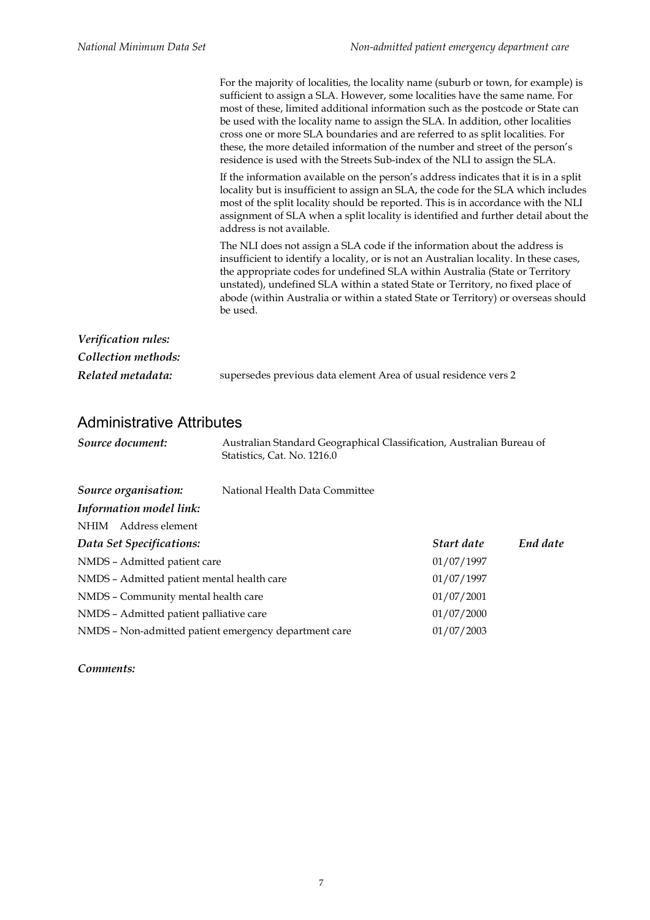For the majority of localities, the locality name (suburb or town, for example) is sufficient to assign a SLA. However, some localities have the same name. For most of these, limited additional information such as the postcode or State can be used with the locality name to assign the SLA. In addition, other localities cross one or more SLA boundaries and are referred to as split localities. For these, the more detailed information of the number and street of the person's residence is used with the Streets Sub-index of the NLI to assign the SLA.

If the information available on the person's address indicates that it is in a split locality but is insufficient to assign an SLA, the code for the SLA which includes most of the split locality should be reported. This is in accordance with the NLI assignment of SLA when a split locality is identified and further detail about the address is not available.

The NLI does not assign a SLA code if the information about the address is insufficient to identify a locality, or is not an Australian locality. In these cases, the appropriate codes for undefined SLA within Australia (State or Territory unstated), undefined SLA within a stated State or Territory, no fixed place of abode (within Australia or within a stated State or Territory) or overseas should be used.

***Verification rules:***

***Collection methods:***

***Related metadata:*** supersedes previous data element Area of usual residence vers 2

## Administrative Attributes

***Source document:*** Australian Standard Geographical Classification, Australian Bureau of Statistics, Cat. No. 1216.0

***Source organisation:*** National Health Data Committee

***Information model link:***

NHIM Address element

| *Data Set Specifications:* | *Start date* | *End date* |
|---|---|---|
| NMDS – Admitted patient care | 01/07/1997 | |
| NMDS – Admitted patient mental health care | 01/07/1997 | |
| NMDS – Community mental health care | 01/07/2001 | |
| NMDS – Admitted patient palliative care | 01/07/2000 | |
| NMDS – Non-admitted patient emergency department care | 01/07/2003 | |

***Comments:***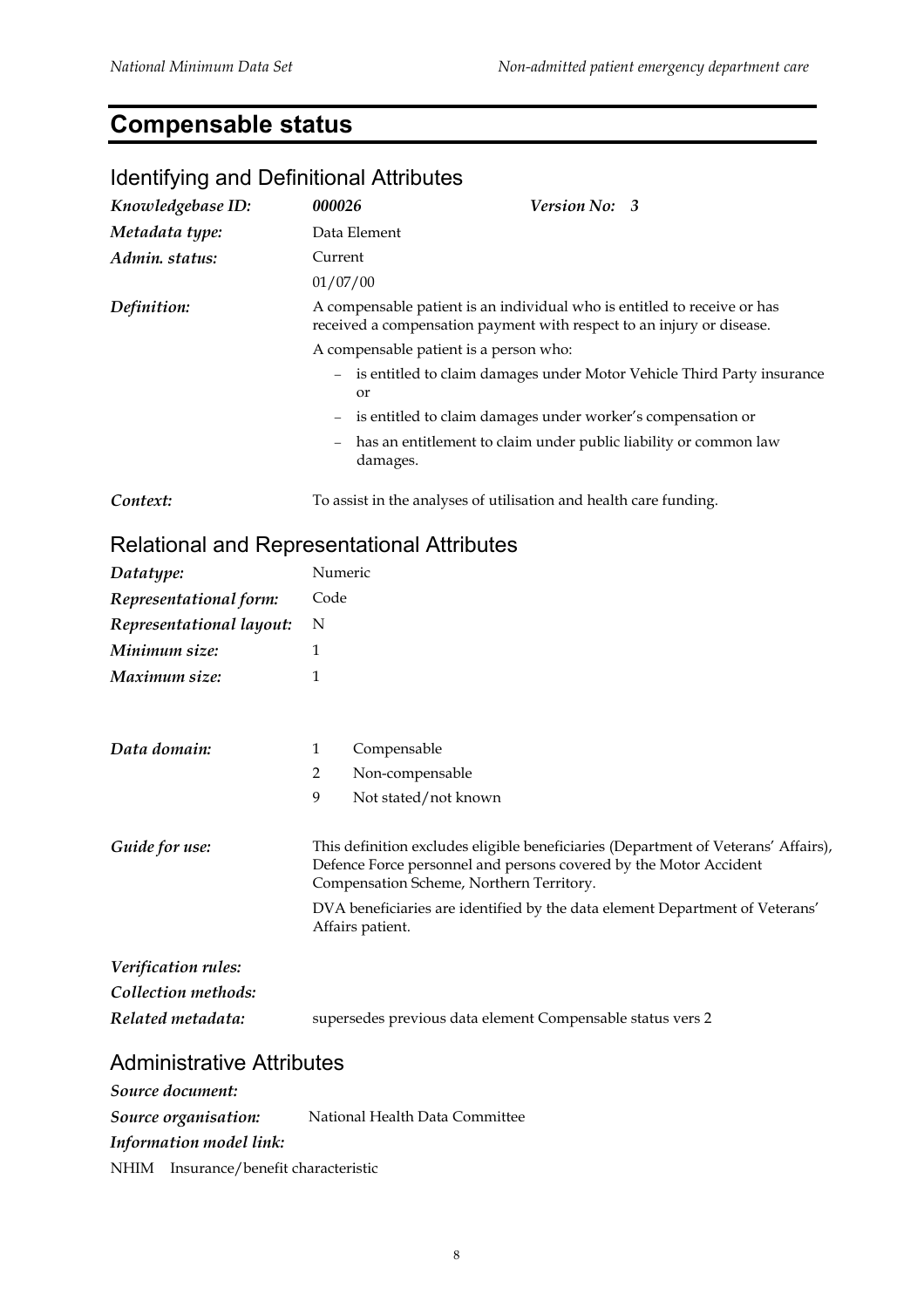# Compensable status

## Identifying and Definitional Attributes

| | | | |
|---|---|---|---|
| ***Knowledgebase ID:*** | ***000026*** | ***Version No:*** | ***3*** |
| ***Metadata type:*** | Data Element | | |
| ***Admin. status:*** | Current 01/07/00 | | |

***Definition:*** A compensable patient is an individual who is entitled to receive or has received a compensation payment with respect to an injury or disease.

A compensable patient is a person who:

- is entitled to claim damages under Motor Vehicle Third Party insurance or
- is entitled to claim damages under worker's compensation or
- has an entitlement to claim under public liability or common law damages.

***Context:*** To assist in the analyses of utilisation and health care funding.

## Relational and Representational Attributes

***Datatype:*** Numeric

***Representational form:*** Code

***Representational layout:*** N

***Minimum size:*** 1

***Maximum size:*** 1

***Data domain:***

| | |
|---|---|
| 1 | Compensable |
| 2 | Non-compensable |
| 9 | Not stated/not known |

***Guide for use:*** This definition excludes eligible beneficiaries (Department of Veterans' Affairs), Defence Force personnel and persons covered by the Motor Accident Compensation Scheme, Northern Territory.

DVA beneficiaries are identified by the data element Department of Veterans' Affairs patient.

***Verification rules:***

***Collection methods:***

***Related metadata:*** supersedes previous data element Compensable status vers 2

## Administrative Attributes

***Source document:***

***Source organisation:*** National Health Data Committee

***Information model link:***

NHIM Insurance/benefit characteristic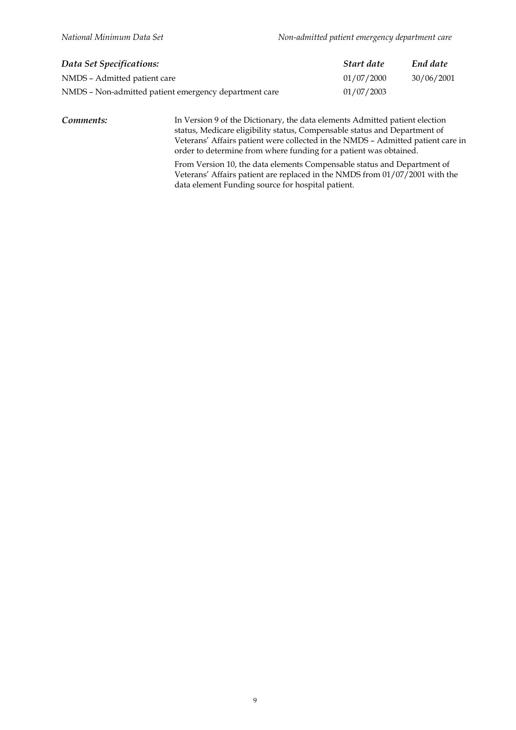| *Data Set Specifications:* | *Start date* | *End date* |
|---|---|---|
| NMDS – Admitted patient care | 01/07/2000 | 30/06/2001 |
| NMDS – Non-admitted patient emergency department care | 01/07/2003 | |

***Comments:***

In Version 9 of the Dictionary, the data elements Admitted patient election status, Medicare eligibility status, Compensable status and Department of Veterans' Affairs patient were collected in the NMDS – Admitted patient care in order to determine from where funding for a patient was obtained.

From Version 10, the data elements Compensable status and Department of Veterans' Affairs patient are replaced in the NMDS from 01/07/2001 with the data element Funding source for hospital patient.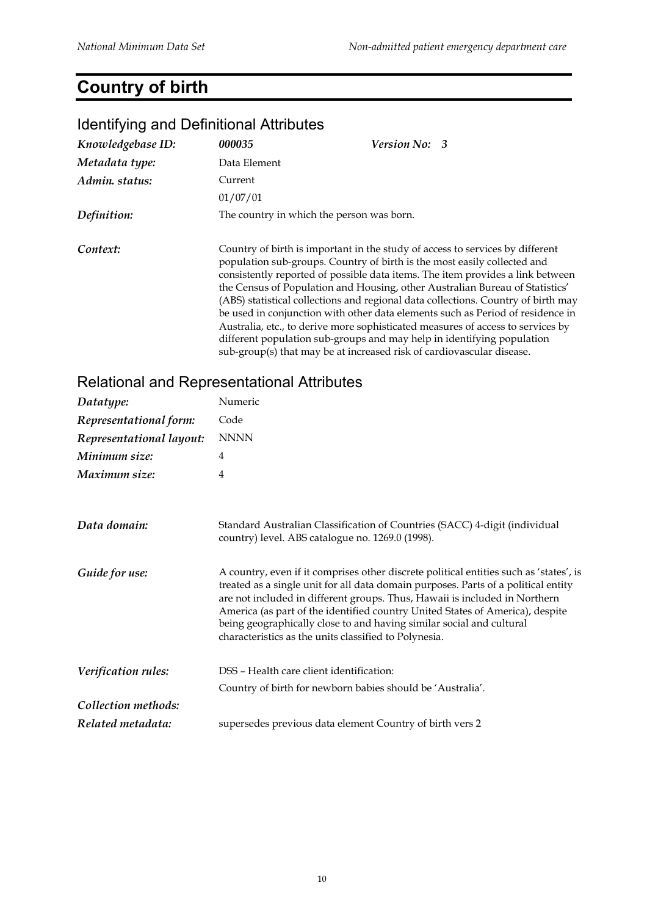# Country of birth

## Identifying and Definitional Attributes

| | | | |
|---|---|---|---|
| *Knowledgebase ID:* | ***000035*** | ***Version No:*** | ***3*** |
| *Metadata type:* | Data Element | | |
| *Admin. status:* | Current<br>01/07/01 | | |
| *Definition:* | The country in which the person was born. | | |
| *Context:* | Country of birth is important in the study of access to services by different population sub-groups. Country of birth is the most easily collected and consistently reported of possible data items. The item provides a link between the Census of Population and Housing, other Australian Bureau of Statistics' (ABS) statistical collections and regional data collections. Country of birth may be used in conjunction with other data elements such as Period of residence in Australia, etc., to derive more sophisticated measures of access to services by different population sub-groups and may help in identifying population sub-group(s) that may be at increased risk of cardiovascular disease. | | |

## Relational and Representational Attributes

| | |
|---|---|
| *Datatype:* | Numeric |
| *Representational form:* | Code |
| *Representational layout:* | NNNN |
| *Minimum size:* | 4 |
| *Maximum size:* | 4 |
| *Data domain:* | Standard Australian Classification of Countries (SACC) 4-digit (individual country) level. ABS catalogue no. 1269.0 (1998). |
| *Guide for use:* | A country, even if it comprises other discrete political entities such as 'states', is treated as a single unit for all data domain purposes. Parts of a political entity are not included in different groups. Thus, Hawaii is included in Northern America (as part of the identified country United States of America), despite being geographically close to and having similar social and cultural characteristics as the units classified to Polynesia. |
| *Verification rules:* | DSS – Health care client identification:<br>Country of birth for newborn babies should be 'Australia'. |
| *Collection methods:* | |
| *Related metadata:* | supersedes previous data element Country of birth vers 2 |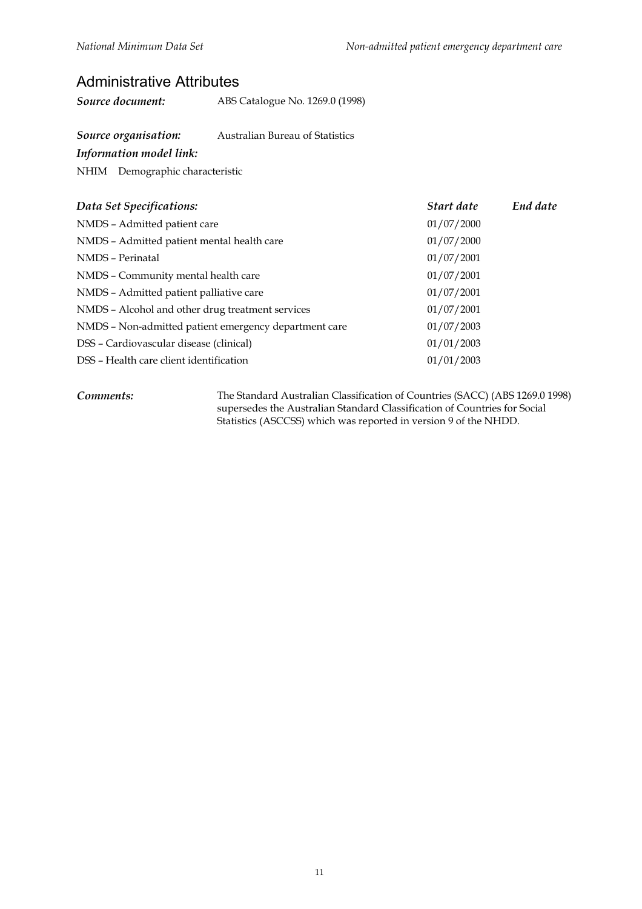## Administrative Attributes

***Source document:*** ABS Catalogue No. 1269.0 (1998)

***Source organisation:*** Australian Bureau of Statistics

***Information model link:***

NHIM Demographic characteristic

| *Data Set Specifications:* | *Start date* | *End date* |
|---|---|---|
| NMDS – Admitted patient care | 01/07/2000 | |
| NMDS – Admitted patient mental health care | 01/07/2000 | |
| NMDS – Perinatal | 01/07/2001 | |
| NMDS – Community mental health care | 01/07/2001 | |
| NMDS – Admitted patient palliative care | 01/07/2001 | |
| NMDS – Alcohol and other drug treatment services | 01/07/2001 | |
| NMDS – Non-admitted patient emergency department care | 01/07/2003 | |
| DSS – Cardiovascular disease (clinical) | 01/01/2003 | |
| DSS – Health care client identification | 01/01/2003 | |

***Comments:*** The Standard Australian Classification of Countries (SACC) (ABS 1269.0 1998) supersedes the Australian Standard Classification of Countries for Social Statistics (ASCCSS) which was reported in version 9 of the NHDD.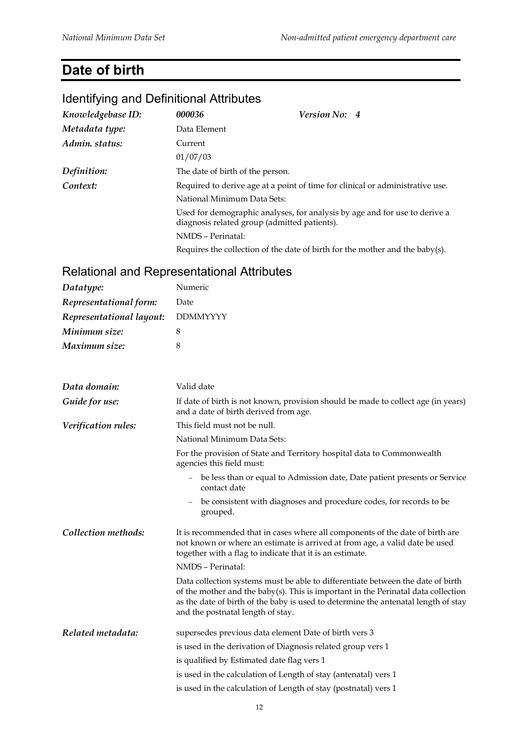# Date of birth

## Identifying and Definitional Attributes

| | | | |
|---|---|---|---|
| *Knowledgebase ID:* | *000036* | *Version No:* | *4* |
| *Metadata type:* | Data Element | | |
| *Admin. status:* | Current | | |
| | 01/07/03 | | |
| *Definition:* | The date of birth of the person. | | |
| *Context:* | Required to derive age at a point of time for clinical or administrative use. | | |
| | National Minimum Data Sets: | | |
| | Used for demographic analyses, for analysis by age and for use to derive a diagnosis related group (admitted patients). | | |
| | NMDS – Perinatal: | | |
| | Requires the collection of the date of birth for the mother and the baby(s). | | |

## Relational and Representational Attributes

| | |
|---|---|
| *Datatype:* | Numeric |
| *Representational form:* | Date |
| *Representational layout:* | DDMMYYYY |
| *Minimum size:* | 8 |
| *Maximum size:* | 8 |

*Data domain:* Valid date

*Guide for use:* If date of birth is not known, provision should be made to collect age (in years) and a date of birth derived from age.

*Verification rules:* This field must not be null.

National Minimum Data Sets:

For the provision of State and Territory hospital data to Commonwealth agencies this field must:

- be less than or equal to Admission date, Date patient presents or Service contact date
- be consistent with diagnoses and procedure codes, for records to be grouped.

*Collection methods:* It is recommended that in cases where all components of the date of birth are not known or where an estimate is arrived at from age, a valid date be used together with a flag to indicate that it is an estimate.

NMDS – Perinatal:

Data collection systems must be able to differentiate between the date of birth of the mother and the baby(s). This is important in the Perinatal data collection as the date of birth of the baby is used to determine the antenatal length of stay and the postnatal length of stay.

*Related metadata:* supersedes previous data element Date of birth vers 3

is used in the derivation of Diagnosis related group vers 1

is qualified by Estimated date flag vers 1

is used in the calculation of Length of stay (antenatal) vers 1

is used in the calculation of Length of stay (postnatal) vers 1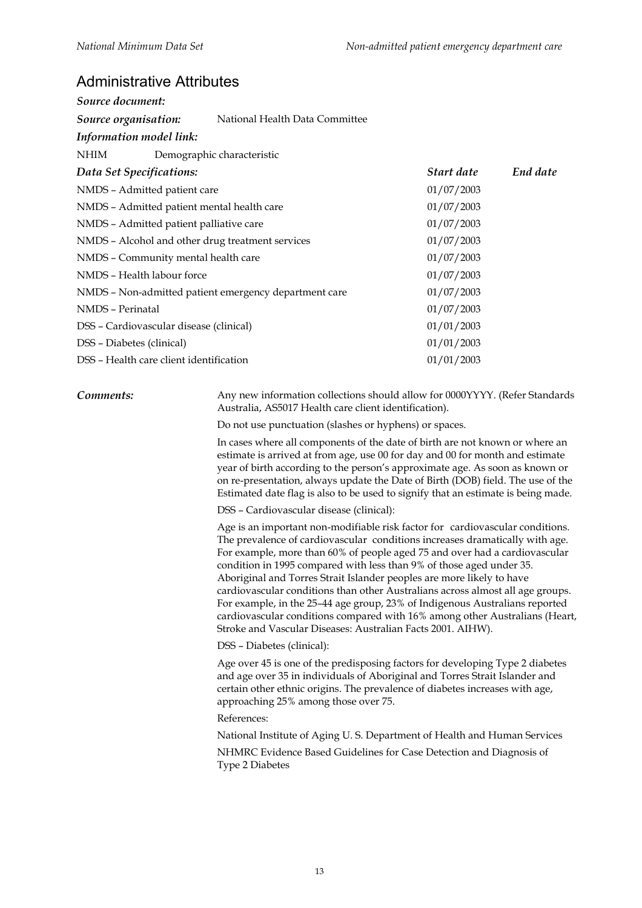## Administrative Attributes

***Source document:***

***Source organisation:*** National Health Data Committee

***Information model link:***

NHIM Demographic characteristic

| *Data Set Specifications:* | *Start date* | *End date* |
|---|---|---|
| NMDS – Admitted patient care | 01/07/2003 | |
| NMDS – Admitted patient mental health care | 01/07/2003 | |
| NMDS – Admitted patient palliative care | 01/07/2003 | |
| NMDS – Alcohol and other drug treatment services | 01/07/2003 | |
| NMDS – Community mental health care | 01/07/2003 | |
| NMDS – Health labour force | 01/07/2003 | |
| NMDS – Non-admitted patient emergency department care | 01/07/2003 | |
| NMDS – Perinatal | 01/07/2003 | |
| DSS – Cardiovascular disease (clinical) | 01/01/2003 | |
| DSS – Diabetes (clinical) | 01/01/2003 | |
| DSS – Health care client identification | 01/01/2003 | |

***Comments:*** Any new information collections should allow for 0000YYYY. (Refer Standards Australia, AS5017 Health care client identification).

Do not use punctuation (slashes or hyphens) or spaces.

In cases where all components of the date of birth are not known or where an estimate is arrived at from age, use 00 for day and 00 for month and estimate year of birth according to the person's approximate age. As soon as known or on re-presentation, always update the Date of Birth (DOB) field. The use of the Estimated date flag is also to be used to signify that an estimate is being made.

DSS – Cardiovascular disease (clinical):

Age is an important non-modifiable risk factor for cardiovascular conditions. The prevalence of cardiovascular conditions increases dramatically with age. For example, more than 60% of people aged 75 and over had a cardiovascular condition in 1995 compared with less than 9% of those aged under 35. Aboriginal and Torres Strait Islander peoples are more likely to have cardiovascular conditions than other Australians across almost all age groups. For example, in the 25–44 age group, 23% of Indigenous Australians reported cardiovascular conditions compared with 16% among other Australians (Heart, Stroke and Vascular Diseases: Australian Facts 2001. AIHW).

DSS – Diabetes (clinical):

Age over 45 is one of the predisposing factors for developing Type 2 diabetes and age over 35 in individuals of Aboriginal and Torres Strait Islander and certain other ethnic origins. The prevalence of diabetes increases with age, approaching 25% among those over 75.

References:

National Institute of Aging U. S. Department of Health and Human Services

NHMRC Evidence Based Guidelines for Case Detection and Diagnosis of Type 2 Diabetes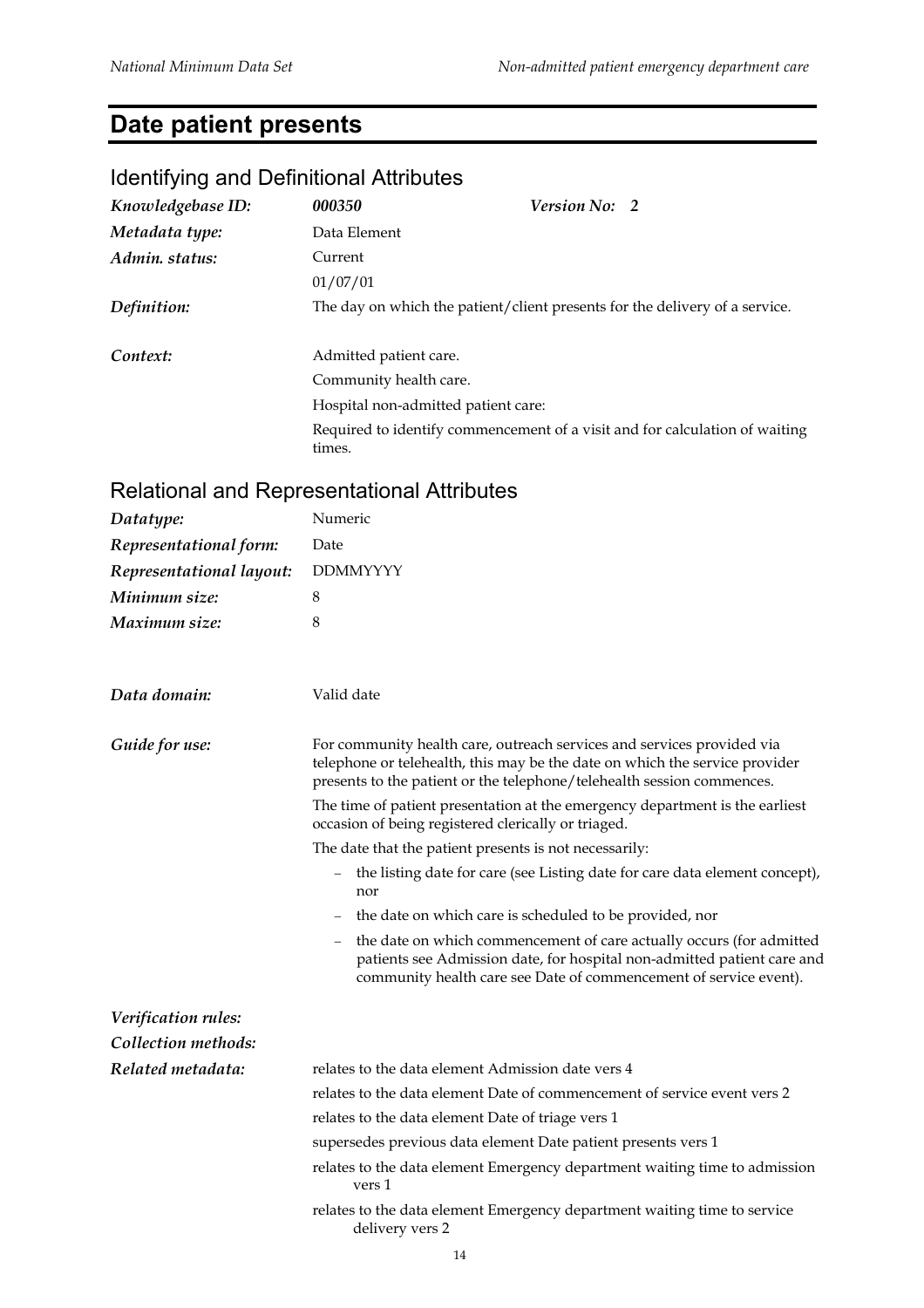# Date patient presents

## Identifying and Definitional Attributes

*Knowledgebase ID:* ***000350*** *Version No:* ***2***

*Metadata type:* Data Element

*Admin. status:* Current

01/07/01

*Definition:* The day on which the patient/client presents for the delivery of a service.

*Context:* Admitted patient care.

Community health care.

Hospital non-admitted patient care:

Required to identify commencement of a visit and for calculation of waiting times.

## Relational and Representational Attributes

*Datatype:* Numeric

*Representational form:* Date

*Representational layout:* DDMMYYYY

*Minimum size:* 8

*Maximum size:* 8

*Data domain:* Valid date

*Guide for use:* For community health care, outreach services and services provided via telephone or telehealth, this may be the date on which the service provider presents to the patient or the telephone/telehealth session commences.

The time of patient presentation at the emergency department is the earliest occasion of being registered clerically or triaged.

The date that the patient presents is not necessarily:

- the listing date for care (see Listing date for care data element concept), nor
- the date on which care is scheduled to be provided, nor
- the date on which commencement of care actually occurs (for admitted patients see Admission date, for hospital non-admitted patient care and community health care see Date of commencement of service event).

*Verification rules:*

*Collection methods:*

*Related metadata:* relates to the data element Admission date vers 4

relates to the data element Date of commencement of service event vers 2

relates to the data element Date of triage vers 1

supersedes previous data element Date patient presents vers 1

relates to the data element Emergency department waiting time to admission vers 1

relates to the data element Emergency department waiting time to service delivery vers 2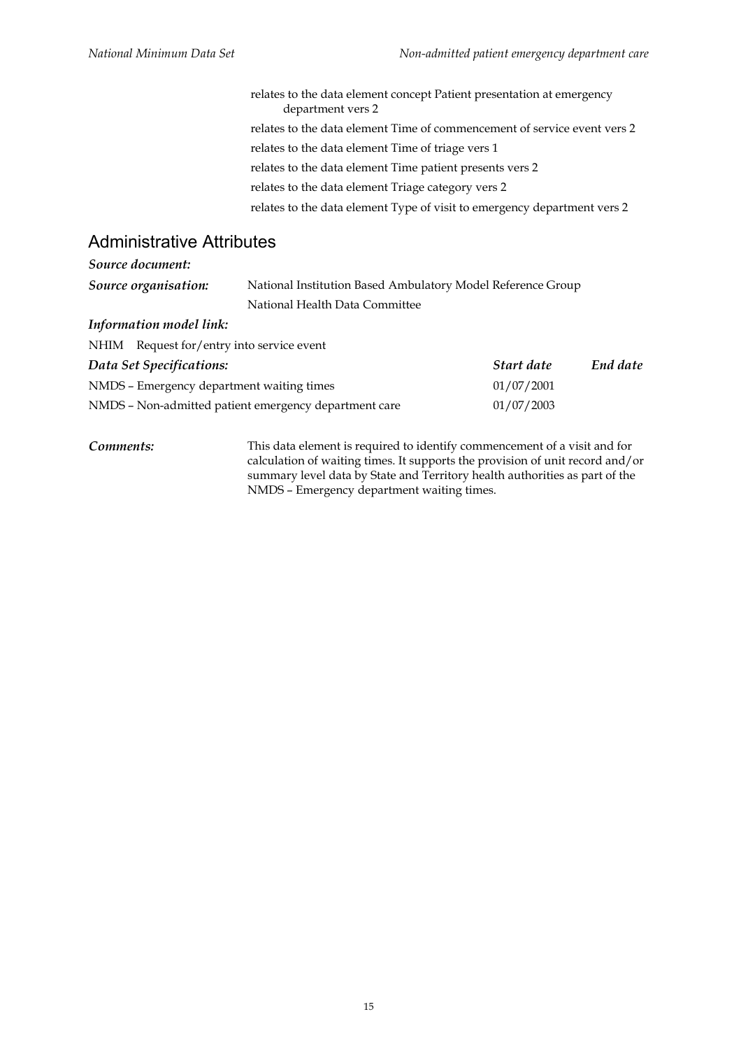relates to the data element concept Patient presentation at emergency department vers 2

relates to the data element Time of commencement of service event vers 2

relates to the data element Time of triage vers 1

relates to the data element Time patient presents vers 2

relates to the data element Triage category vers 2

relates to the data element Type of visit to emergency department vers 2

## Administrative Attributes

***Source document:***

***Source organisation:*** National Institution Based Ambulatory Model Reference Group

National Health Data Committee

***Information model link:***

NHIM Request for/entry into service event

| *Data Set Specifications:* | *Start date* | *End date* |
|---|---|---|
| NMDS – Emergency department waiting times | 01/07/2001 | |
| NMDS – Non-admitted patient emergency department care | 01/07/2003 | |

***Comments:*** This data element is required to identify commencement of a visit and for calculation of waiting times. It supports the provision of unit record and/or summary level data by State and Territory health authorities as part of the NMDS – Emergency department waiting times.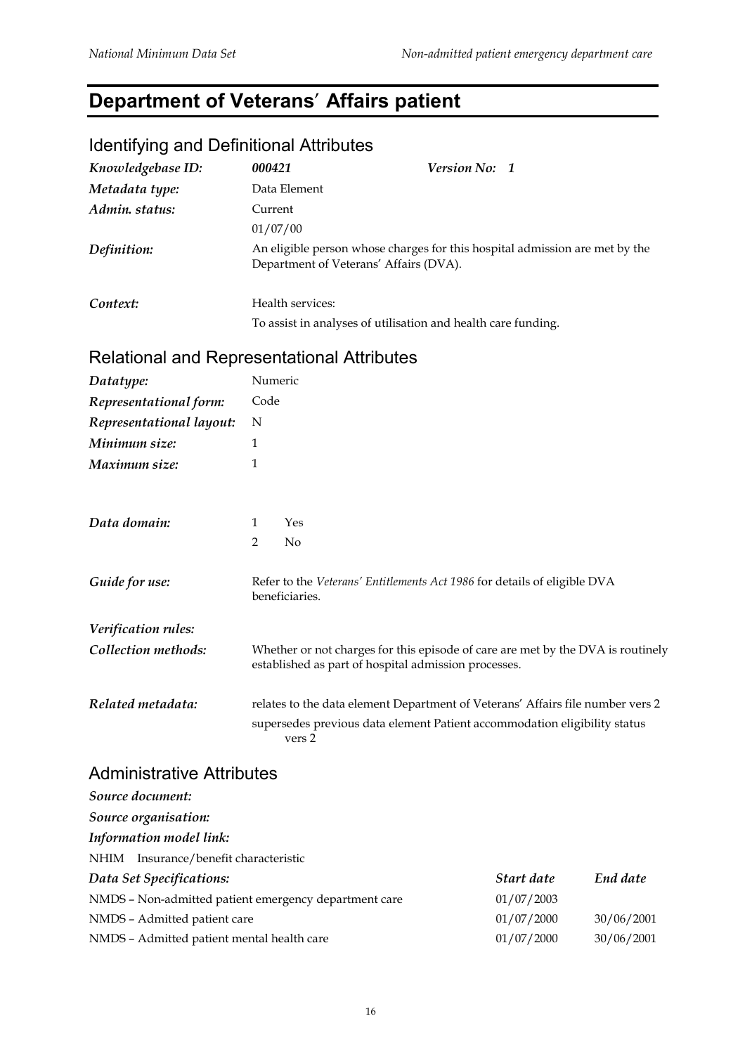# Department of Veterans' Affairs patient

## Identifying and Definitional Attributes

| | | | |
|---|---|---|---|
| *Knowledgebase ID:* | ***000421*** | ***Version No:*** | ***1*** |
| *Metadata type:* | Data Element | | |
| *Admin. status:* | Current<br>01/07/00 | | |
| *Definition:* | An eligible person whose charges for this hospital admission are met by the Department of Veterans' Affairs (DVA). | | |
| *Context:* | Health services:<br>To assist in analyses of utilisation and health care funding. | | |

## Relational and Representational Attributes

| | |
|---|---|
| *Datatype:* | Numeric |
| *Representational form:* | Code |
| *Representational layout:* | N |
| *Minimum size:* | 1 |
| *Maximum size:* | 1 |
| *Data domain:* | 1 Yes<br>2 No |
| *Guide for use:* | Refer to the *Veterans' Entitlements Act 1986* for details of eligible DVA beneficiaries. |
| *Verification rules:* | |
| *Collection methods:* | Whether or not charges for this episode of care are met by the DVA is routinely established as part of hospital admission processes. |
| *Related metadata:* | relates to the data element Department of Veterans' Affairs file number vers 2<br>supersedes previous data element Patient accommodation eligibility status vers 2 |

## Administrative Attributes

***Source document:***

***Source organisation:***

***Information model link:***

NHIM Insurance/benefit characteristic

| *Data Set Specifications:* | *Start date* | *End date* |
|---|---|---|
| NMDS – Non-admitted patient emergency department care | 01/07/2003 | |
| NMDS – Admitted patient care | 01/07/2000 | 30/06/2001 |
| NMDS – Admitted patient mental health care | 01/07/2000 | 30/06/2001 |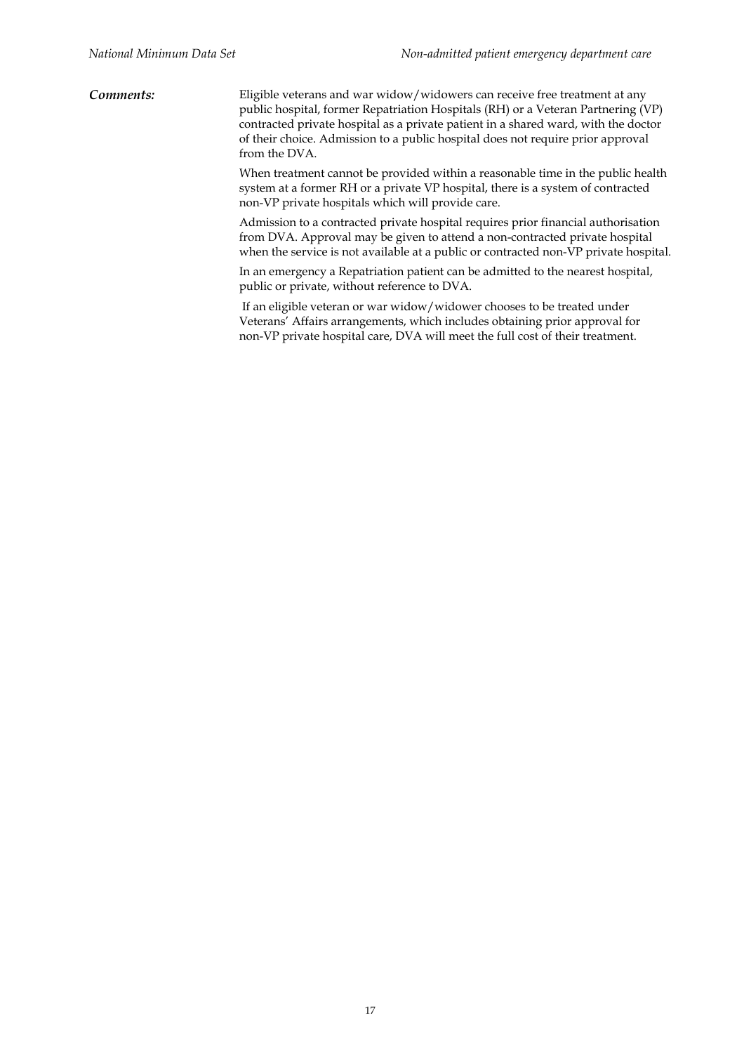*Comments:*

Eligible veterans and war widow/widowers can receive free treatment at any public hospital, former Repatriation Hospitals (RH) or a Veteran Partnering (VP) contracted private hospital as a private patient in a shared ward, with the doctor of their choice. Admission to a public hospital does not require prior approval from the DVA.

When treatment cannot be provided within a reasonable time in the public health system at a former RH or a private VP hospital, there is a system of contracted non-VP private hospitals which will provide care.

Admission to a contracted private hospital requires prior financial authorisation from DVA. Approval may be given to attend a non-contracted private hospital when the service is not available at a public or contracted non-VP private hospital.

In an emergency a Repatriation patient can be admitted to the nearest hospital, public or private, without reference to DVA.

If an eligible veteran or war widow/widower chooses to be treated under Veterans' Affairs arrangements, which includes obtaining prior approval for non-VP private hospital care, DVA will meet the full cost of their treatment.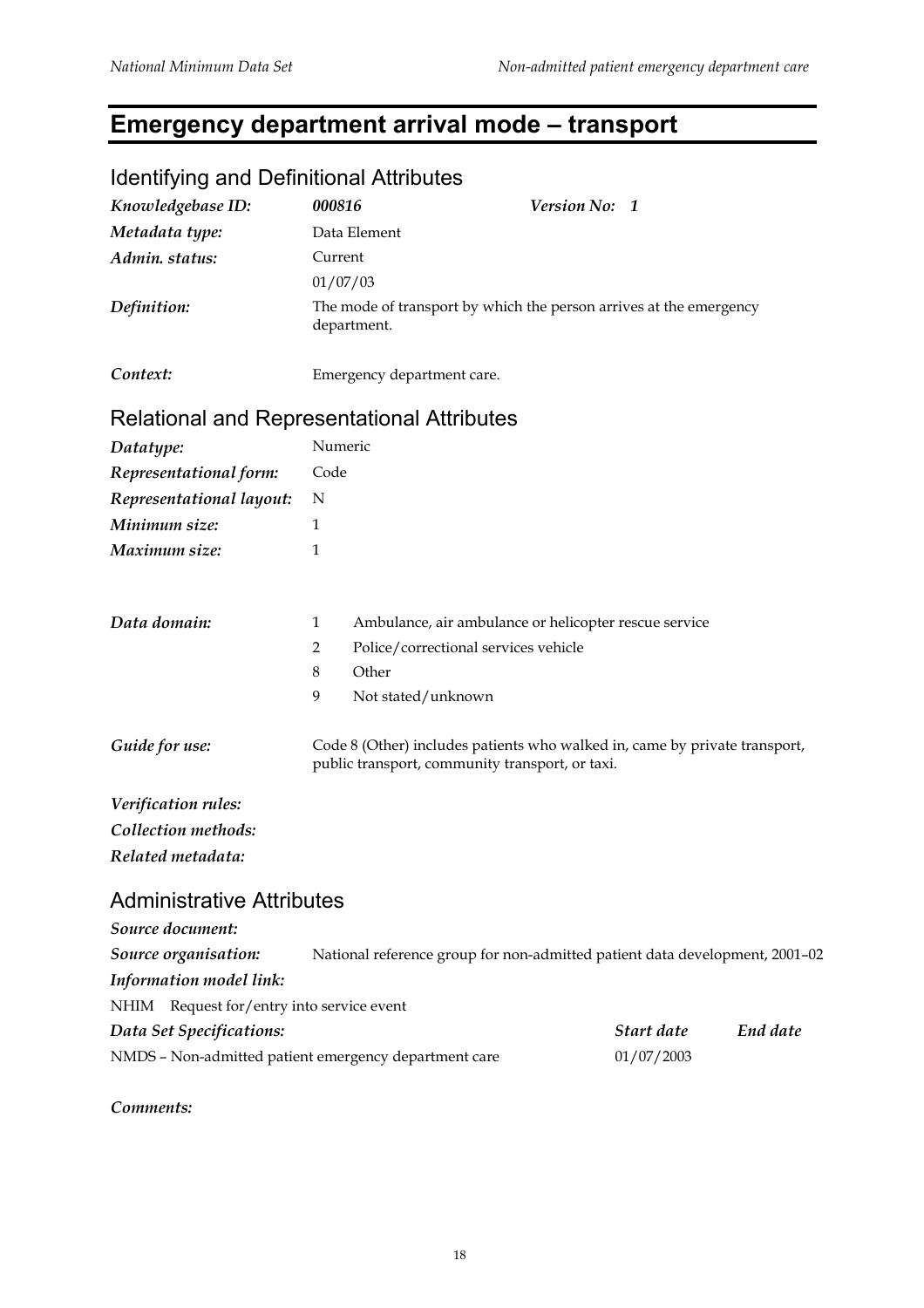# Emergency department arrival mode – transport

## Identifying and Definitional Attributes

| | | |
|---|---|---|
| ***Knowledgebase ID:*** | ***000816*** | ***Version No: 1*** |
| ***Metadata type:*** | Data Element | |
| ***Admin. status:*** | Current<br>01/07/03 | |
| ***Definition:*** | The mode of transport by which the person arrives at the emergency department. | |
| ***Context:*** | Emergency department care. | |

## Relational and Representational Attributes

***Datatype:*** Numeric

***Representational form:*** Code

***Representational layout:*** N

***Minimum size:*** 1

***Maximum size:*** 1

***Data domain:***

| Code | Description |
|---|---|
| 1 | Ambulance, air ambulance or helicopter rescue service |
| 2 | Police/correctional services vehicle |
| 8 | Other |
| 9 | Not stated/unknown |

***Guide for use:*** Code 8 (Other) includes patients who walked in, came by private transport, public transport, community transport, or taxi.

***Verification rules:***

***Collection methods:***

***Related metadata:***

## Administrative Attributes

***Source document:***

***Source organisation:*** National reference group for non-admitted patient data development, 2001–02

***Information model link:***

NHIM Request for/entry into service event

| ***Data Set Specifications:*** | ***Start date*** | ***End date*** |
|---|---|---|
| NMDS – Non-admitted patient emergency department care | 01/07/2003 | |

***Comments:***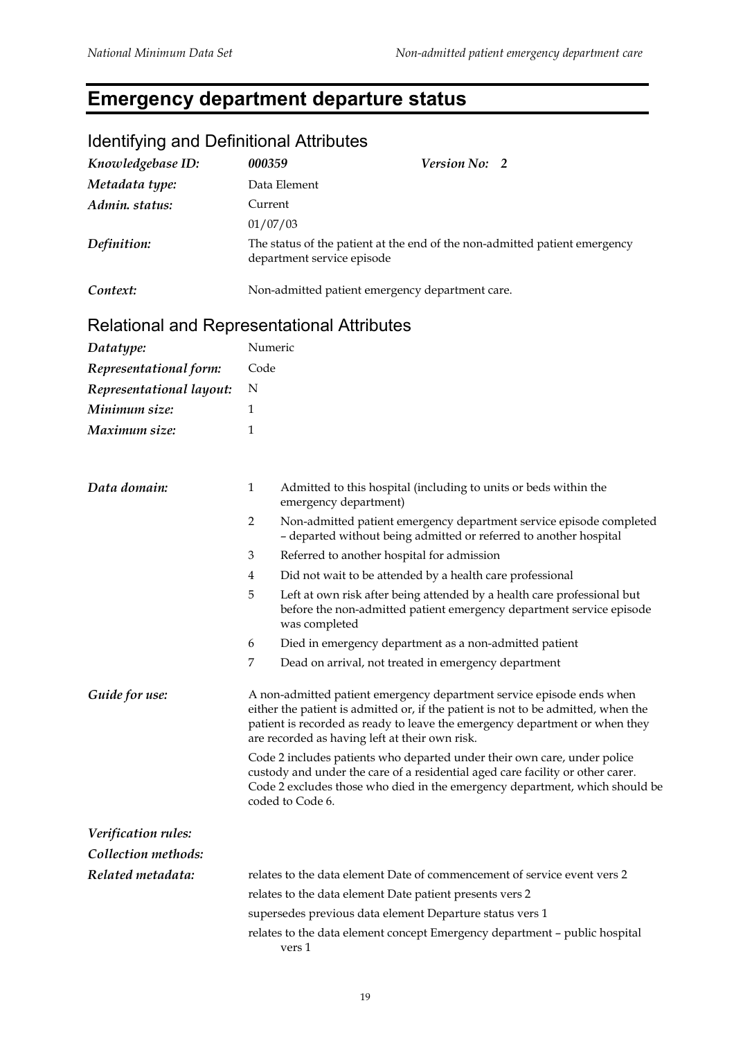# Emergency department departure status

## Identifying and Definitional Attributes

| | | | |
|---|---|---|---|
| *Knowledgebase ID:* | ***000359*** | ***Version No:*** | ***2*** |
| *Metadata type:* | Data Element | | |
| *Admin. status:* | Current<br>01/07/03 | | |
| *Definition:* | The status of the patient at the end of the non-admitted patient emergency department service episode | | |
| *Context:* | Non-admitted patient emergency department care. | | |

## Relational and Representational Attributes

| | |
|---|---|
| *Datatype:* | Numeric |
| *Representational form:* | Code |
| *Representational layout:* | N |
| *Minimum size:* | 1 |
| *Maximum size:* | 1 |

***Data domain:***

1 Admitted to this hospital (including to units or beds within the emergency department)

2 Non-admitted patient emergency department service episode completed – departed without being admitted or referred to another hospital

3 Referred to another hospital for admission

4 Did not wait to be attended by a health care professional

5 Left at own risk after being attended by a health care professional but before the non-admitted patient emergency department service episode was completed

6 Died in emergency department as a non-admitted patient

7 Dead on arrival, not treated in emergency department

***Guide for use:***

A non-admitted patient emergency department service episode ends when either the patient is admitted or, if the patient is not to be admitted, when the patient is recorded as ready to leave the emergency department or when they are recorded as having left at their own risk.

Code 2 includes patients who departed under their own care, under police custody and under the care of a residential aged care facility or other carer. Code 2 excludes those who died in the emergency department, which should be coded to Code 6.

***Verification rules:***

***Collection methods:***

***Related metadata:***

relates to the data element Date of commencement of service event vers 2

relates to the data element Date patient presents vers 2

supersedes previous data element Departure status vers 1

relates to the data element concept Emergency department – public hospital vers 1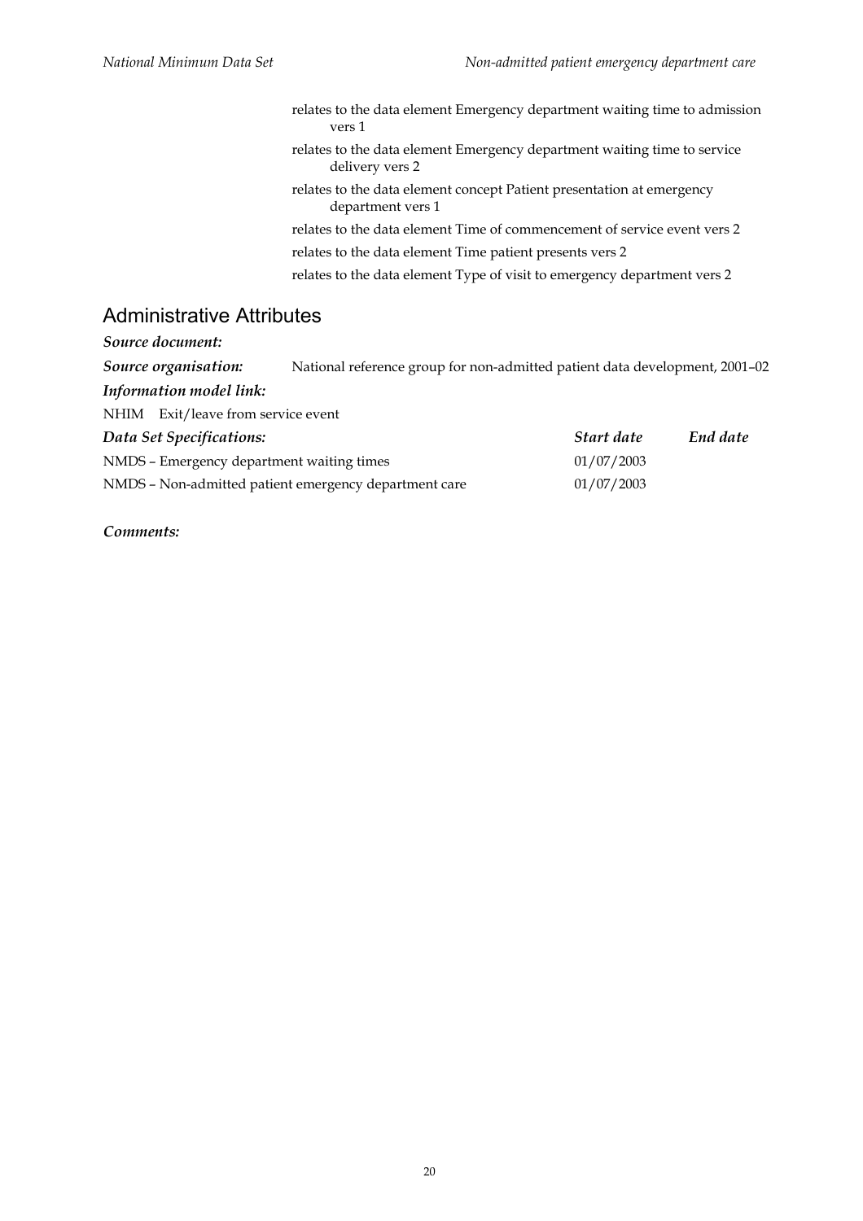relates to the data element Emergency department waiting time to admission vers 1

relates to the data element Emergency department waiting time to service delivery vers 2

relates to the data element concept Patient presentation at emergency department vers 1

relates to the data element Time of commencement of service event vers 2

relates to the data element Time patient presents vers 2

relates to the data element Type of visit to emergency department vers 2

## Administrative Attributes

***Source document:***

***Source organisation:*** National reference group for non-admitted patient data development, 2001–02

***Information model link:***

NHIM Exit/leave from service event

| ***Data Set Specifications:*** | ***Start date*** | ***End date*** |
|---|---|---|
| NMDS – Emergency department waiting times | 01/07/2003 | |
| NMDS – Non-admitted patient emergency department care | 01/07/2003 | |

***Comments:***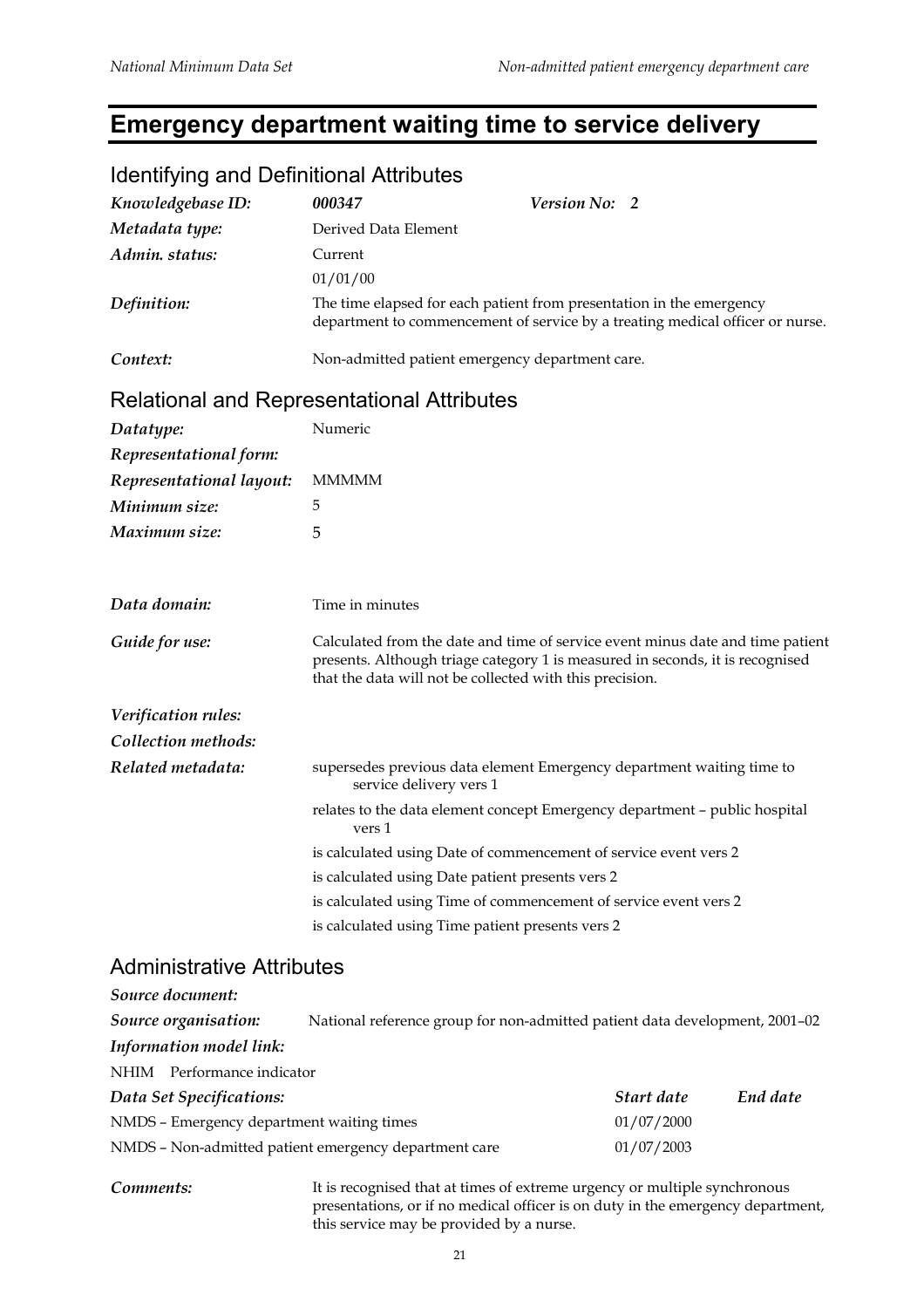# Emergency department waiting time to service delivery

## Identifying and Definitional Attributes

| | | |
|---|---|---|
| *Knowledgebase ID:* | ***000347*** | ***Version No: 2*** |
| *Metadata type:* | Derived Data Element | |
| *Admin. status:* | Current<br>01/01/00 | |
| *Definition:* | The time elapsed for each patient from presentation in the emergency department to commencement of service by a treating medical officer or nurse. | |
| *Context:* | Non-admitted patient emergency department care. | |

## Relational and Representational Attributes

| | |
|---|---|
| *Datatype:* | Numeric |
| *Representational form:* | |
| *Representational layout:* | MMMMM |
| *Minimum size:* | 5 |
| *Maximum size:* | 5 |
| *Data domain:* | Time in minutes |
| *Guide for use:* | Calculated from the date and time of service event minus date and time patient presents. Although triage category 1 is measured in seconds, it is recognised that the data will not be collected with this precision. |
| *Verification rules:* | |
| *Collection methods:* | |
| *Related metadata:* | supersedes previous data element Emergency department waiting time to service delivery vers 1<br>relates to the data element concept Emergency department – public hospital vers 1<br>is calculated using Date of commencement of service event vers 2<br>is calculated using Date patient presents vers 2<br>is calculated using Time of commencement of service event vers 2<br>is calculated using Time patient presents vers 2 |

## Administrative Attributes

*Source document:*

*Source organisation:* National reference group for non-admitted patient data development, 2001–02

*Information model link:*

NHIM Performance indicator

| *Data Set Specifications:* | *Start date* | *End date* |
|---|---|---|
| NMDS – Emergency department waiting times | 01/07/2000 | |
| NMDS – Non-admitted patient emergency department care | 01/07/2003 | |

*Comments:* It is recognised that at times of extreme urgency or multiple synchronous presentations, or if no medical officer is on duty in the emergency department, this service may be provided by a nurse.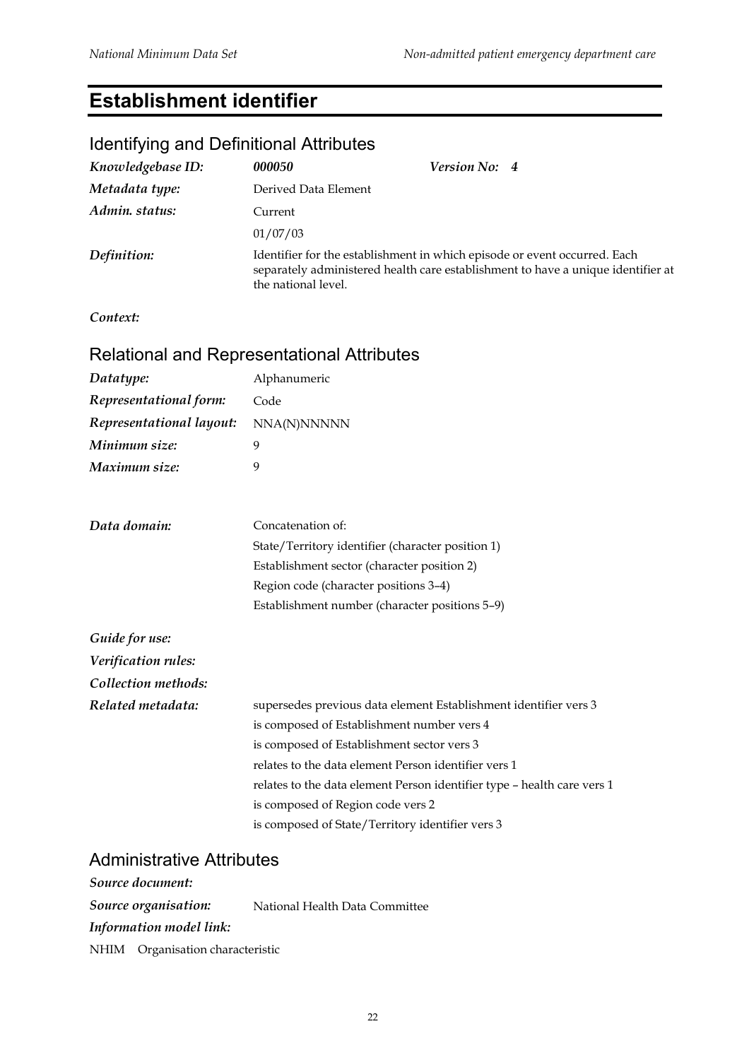# Establishment identifier

## Identifying and Definitional Attributes

***Knowledgebase ID:*** ***000050*** ***Version No: 4***

***Metadata type:*** Derived Data Element

***Admin. status:*** Current

01/07/03

***Definition:*** Identifier for the establishment in which episode or event occurred. Each separately administered health care establishment to have a unique identifier at the national level.

***Context:***

## Relational and Representational Attributes

***Datatype:*** Alphanumeric

***Representational form:*** Code

***Representational layout:*** NNA(N)NNNNN

***Minimum size:*** 9

***Maximum size:*** 9

***Data domain:*** Concatenation of:

State/Territory identifier (character position 1)

Establishment sector (character position 2)

Region code (character positions 3–4)

Establishment number (character positions 5–9)

***Guide for use:***

***Verification rules:***

***Collection methods:***

***Related metadata:***

supersedes previous data element Establishment identifier vers 3

is composed of Establishment number vers 4

is composed of Establishment sector vers 3

relates to the data element Person identifier vers 1

relates to the data element Person identifier type – health care vers 1

is composed of Region code vers 2

is composed of State/Territory identifier vers 3

## Administrative Attributes

***Source document:***

***Source organisation:*** National Health Data Committee

***Information model link:***

NHIM Organisation characteristic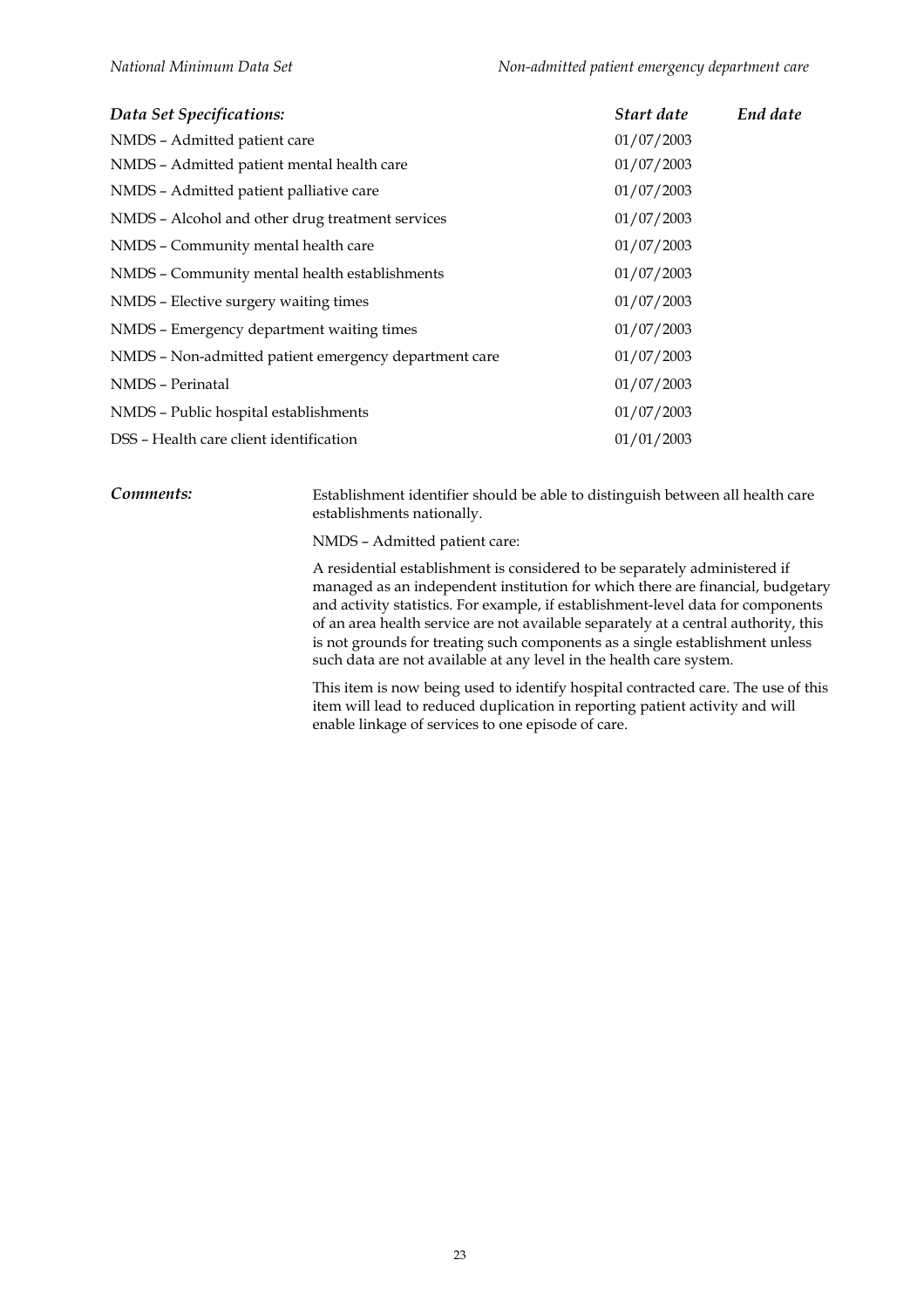| *Data Set Specifications:* | *Start date* | *End date* |
| --- | --- | --- |
| NMDS – Admitted patient care | 01/07/2003 | |
| NMDS – Admitted patient mental health care | 01/07/2003 | |
| NMDS – Admitted patient palliative care | 01/07/2003 | |
| NMDS – Alcohol and other drug treatment services | 01/07/2003 | |
| NMDS – Community mental health care | 01/07/2003 | |
| NMDS – Community mental health establishments | 01/07/2003 | |
| NMDS – Elective surgery waiting times | 01/07/2003 | |
| NMDS – Emergency department waiting times | 01/07/2003 | |
| NMDS – Non-admitted patient emergency department care | 01/07/2003 | |
| NMDS – Perinatal | 01/07/2003 | |
| NMDS – Public hospital establishments | 01/07/2003 | |
| DSS – Health care client identification | 01/01/2003 | |

***Comments:***

Establishment identifier should be able to distinguish between all health care establishments nationally.

NMDS – Admitted patient care:

A residential establishment is considered to be separately administered if managed as an independent institution for which there are financial, budgetary and activity statistics. For example, if establishment-level data for components of an area health service are not available separately at a central authority, this is not grounds for treating such components as a single establishment unless such data are not available at any level in the health care system.

This item is now being used to identify hospital contracted care. The use of this item will lead to reduced duplication in reporting patient activity and will enable linkage of services to one episode of care.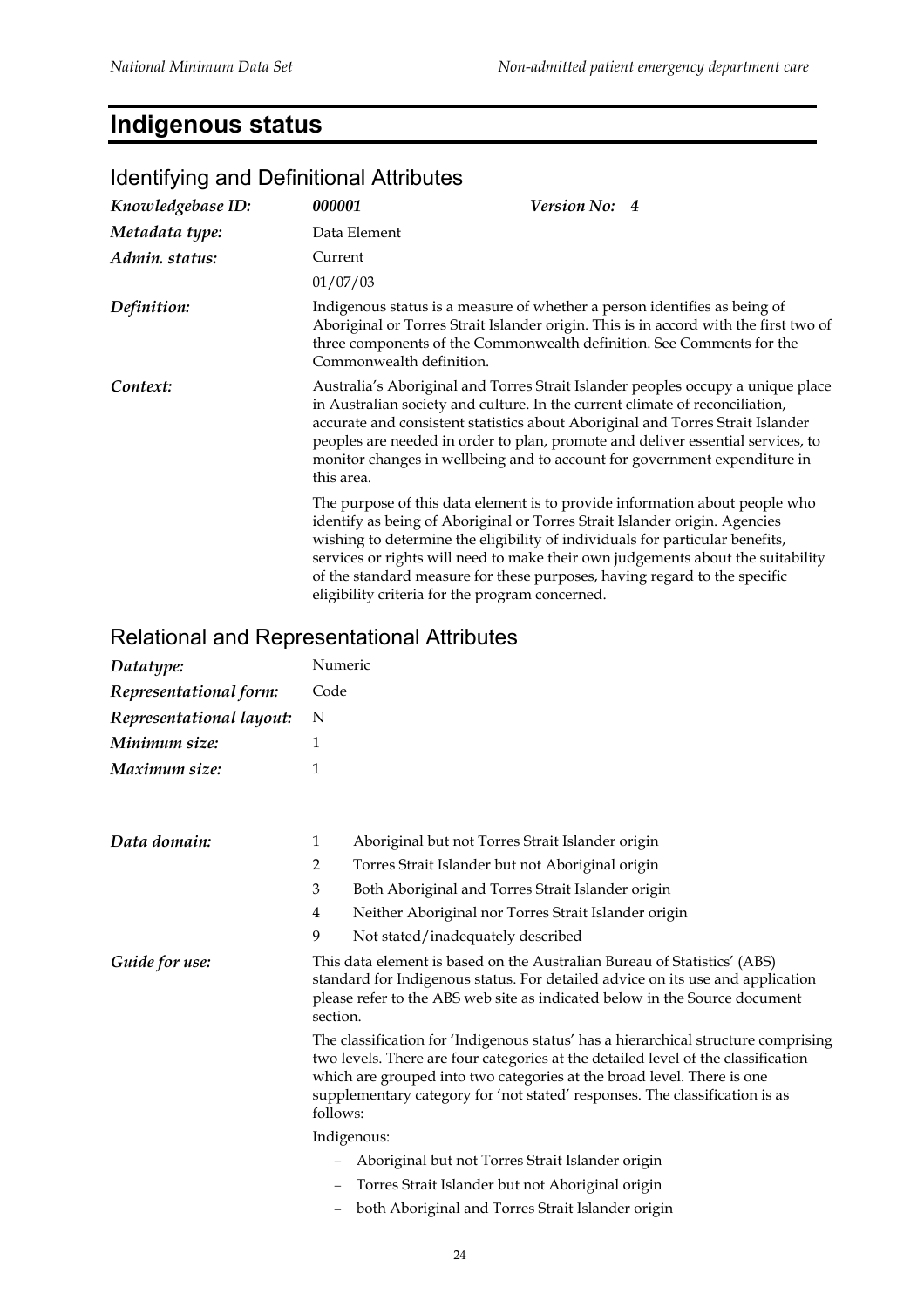# Indigenous status

## Identifying and Definitional Attributes

| | | | |
|---|---|---|---|
| ***Knowledgebase ID:*** | ***000001*** | ***Version No:*** | ***4*** |
| ***Metadata type:*** | Data Element | | |
| ***Admin. status:*** | Current<br>01/07/03 | | |

***Definition:*** Indigenous status is a measure of whether a person identifies as being of Aboriginal or Torres Strait Islander origin. This is in accord with the first two of three components of the Commonwealth definition. See Comments for the Commonwealth definition.

***Context:*** Australia's Aboriginal and Torres Strait Islander peoples occupy a unique place in Australian society and culture. In the current climate of reconciliation, accurate and consistent statistics about Aboriginal and Torres Strait Islander peoples are needed in order to plan, promote and deliver essential services, to monitor changes in wellbeing and to account for government expenditure in this area.

The purpose of this data element is to provide information about people who identify as being of Aboriginal or Torres Strait Islander origin. Agencies wishing to determine the eligibility of individuals for particular benefits, services or rights will need to make their own judgements about the suitability of the standard measure for these purposes, having regard to the specific eligibility criteria for the program concerned.

## Relational and Representational Attributes

| | |
|---|---|
| ***Datatype:*** | Numeric |
| ***Representational form:*** | Code |
| ***Representational layout:*** | N |
| ***Minimum size:*** | 1 |
| ***Maximum size:*** | 1 |

***Data domain:***

1 Aboriginal but not Torres Strait Islander origin
2 Torres Strait Islander but not Aboriginal origin
3 Both Aboriginal and Torres Strait Islander origin
4 Neither Aboriginal nor Torres Strait Islander origin
9 Not stated/inadequately described

***Guide for use:*** This data element is based on the Australian Bureau of Statistics' (ABS) standard for Indigenous status. For detailed advice on its use and application please refer to the ABS web site as indicated below in the Source document section.

The classification for 'Indigenous status' has a hierarchical structure comprising two levels. There are four categories at the detailed level of the classification which are grouped into two categories at the broad level. There is one supplementary category for 'not stated' responses. The classification is as follows:

Indigenous:

- Aboriginal but not Torres Strait Islander origin
- Torres Strait Islander but not Aboriginal origin
- both Aboriginal and Torres Strait Islander origin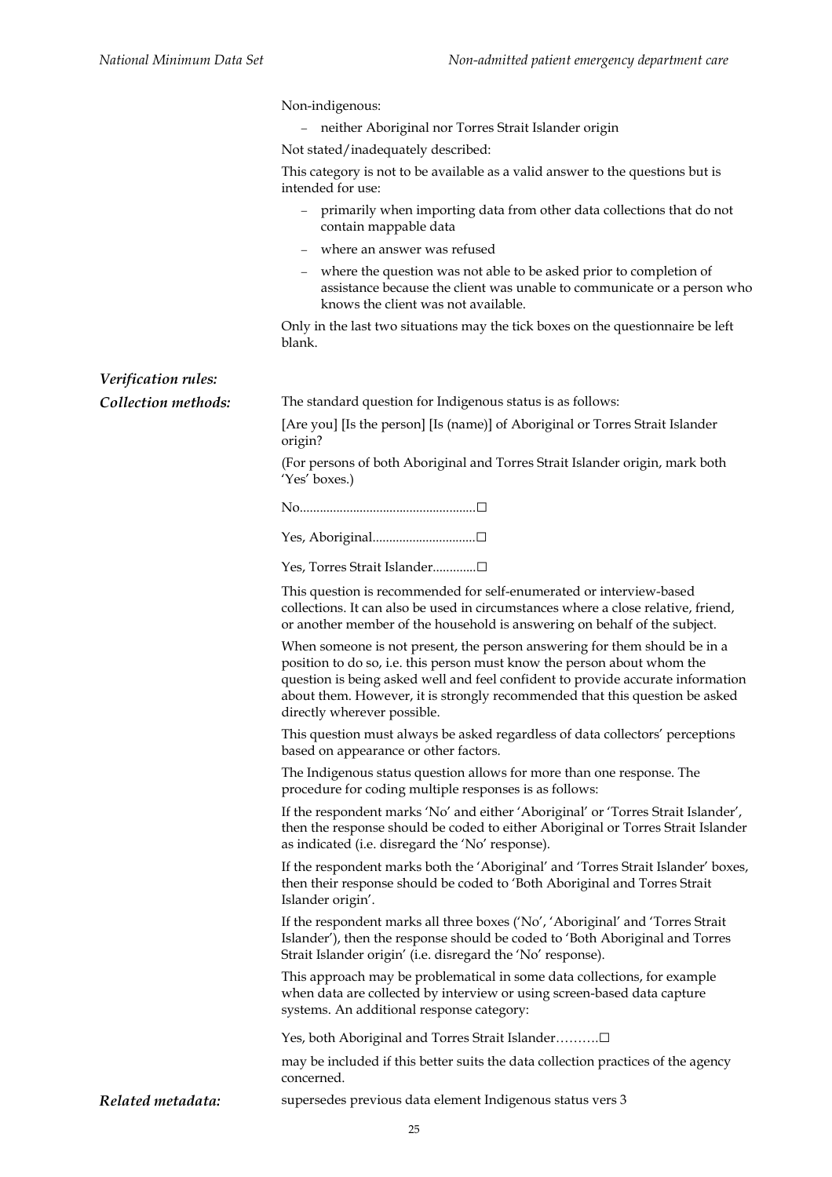Non-indigenous:

- neither Aboriginal nor Torres Strait Islander origin

Not stated/inadequately described:

This category is not to be available as a valid answer to the questions but is intended for use:

- primarily when importing data from other data collections that do not contain mappable data
- where an answer was refused
- where the question was not able to be asked prior to completion of assistance because the client was unable to communicate or a person who knows the client was not available.

Only in the last two situations may the tick boxes on the questionnaire be left blank.

***Verification rules:***

***Collection methods:*** The standard question for Indigenous status is as follows:

[Are you] [Is the person] [Is (name)] of Aboriginal or Torres Strait Islander origin?

(For persons of both Aboriginal and Torres Strait Islander origin, mark both 'Yes' boxes.)

No....................................................☐

Yes, Aboriginal...............................☐

Yes, Torres Strait Islander.............☐

This question is recommended for self-enumerated or interview-based collections. It can also be used in circumstances where a close relative, friend, or another member of the household is answering on behalf of the subject.

When someone is not present, the person answering for them should be in a position to do so, i.e. this person must know the person about whom the question is being asked well and feel confident to provide accurate information about them. However, it is strongly recommended that this question be asked directly wherever possible.

This question must always be asked regardless of data collectors' perceptions based on appearance or other factors.

The Indigenous status question allows for more than one response. The procedure for coding multiple responses is as follows:

If the respondent marks 'No' and either 'Aboriginal' or 'Torres Strait Islander', then the response should be coded to either Aboriginal or Torres Strait Islander as indicated (i.e. disregard the 'No' response).

If the respondent marks both the 'Aboriginal' and 'Torres Strait Islander' boxes, then their response should be coded to 'Both Aboriginal and Torres Strait Islander origin'.

If the respondent marks all three boxes ('No', 'Aboriginal' and 'Torres Strait Islander'), then the response should be coded to 'Both Aboriginal and Torres Strait Islander origin' (i.e. disregard the 'No' response).

This approach may be problematical in some data collections, for example when data are collected by interview or using screen-based data capture systems. An additional response category:

Yes, both Aboriginal and Torres Strait Islander……….☐

may be included if this better suits the data collection practices of the agency concerned.

***Related metadata:*** supersedes previous data element Indigenous status vers 3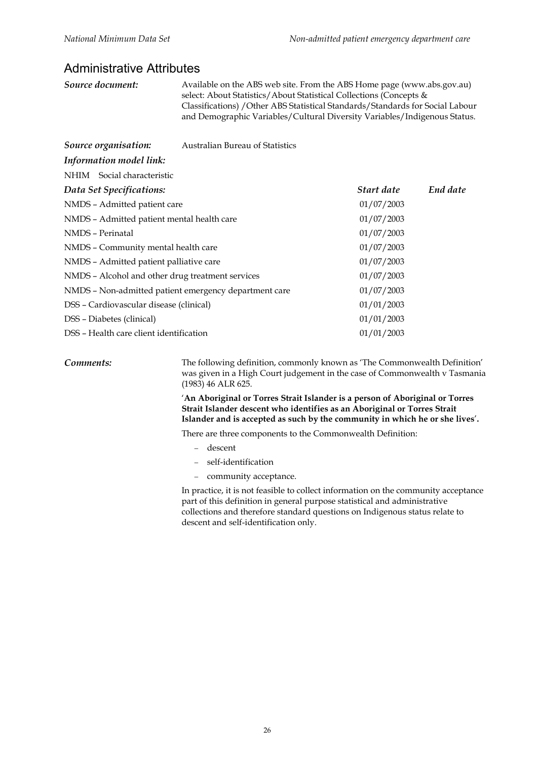## Administrative Attributes

***Source document:*** Available on the ABS web site. From the ABS Home page (www.abs.gov.au) select: About Statistics/About Statistical Collections (Concepts & Classifications) /Other ABS Statistical Standards/Standards for Social Labour and Demographic Variables/Cultural Diversity Variables/Indigenous Status.

***Source organisation:*** Australian Bureau of Statistics

***Information model link:***

NHIM Social characteristic

| ***Data Set Specifications:*** | ***Start date*** | ***End date*** |
|---|---|---|
| NMDS – Admitted patient care | 01/07/2003 | |
| NMDS – Admitted patient mental health care | 01/07/2003 | |
| NMDS – Perinatal | 01/07/2003 | |
| NMDS – Community mental health care | 01/07/2003 | |
| NMDS – Admitted patient palliative care | 01/07/2003 | |
| NMDS – Alcohol and other drug treatment services | 01/07/2003 | |
| NMDS – Non-admitted patient emergency department care | 01/07/2003 | |
| DSS – Cardiovascular disease (clinical) | 01/01/2003 | |
| DSS – Diabetes (clinical) | 01/01/2003 | |
| DSS – Health care client identification | 01/01/2003 | |

***Comments:*** The following definition, commonly known as 'The Commonwealth Definition' was given in a High Court judgement in the case of Commonwealth v Tasmania (1983) 46 ALR 625.

'**An Aboriginal or Torres Strait Islander is a person of Aboriginal or Torres Strait Islander descent who identifies as an Aboriginal or Torres Strait Islander and is accepted as such by the community in which he or she lives**'.

There are three components to the Commonwealth Definition:

- descent
- self-identification
- community acceptance.

In practice, it is not feasible to collect information on the community acceptance part of this definition in general purpose statistical and administrative collections and therefore standard questions on Indigenous status relate to descent and self-identification only.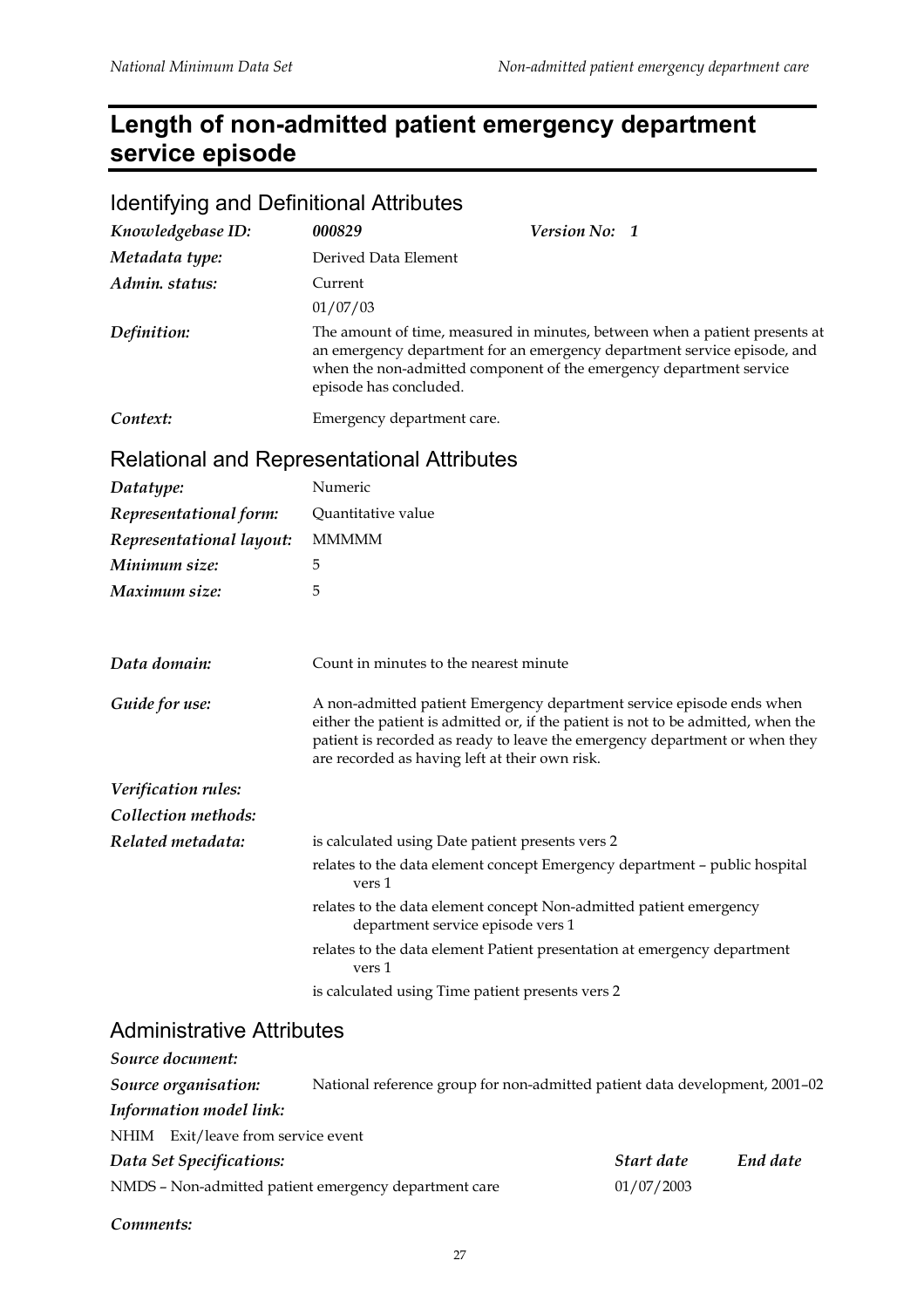# Length of non-admitted patient emergency department service episode

## Identifying and Definitional Attributes

| | | |
|---|---|---|
| ***Knowledgebase ID:*** | ***000829*** | ***Version No: 1*** |
| ***Metadata type:*** | Derived Data Element | |
| ***Admin. status:*** | Current<br>01/07/03 | |
| ***Definition:*** | The amount of time, measured in minutes, between when a patient presents at an emergency department for an emergency department service episode, and when the non-admitted component of the emergency department service episode has concluded. | |
| ***Context:*** | Emergency department care. | |

## Relational and Representational Attributes

| | |
|---|---|
| ***Datatype:*** | Numeric |
| ***Representational form:*** | Quantitative value |
| ***Representational layout:*** | MMMMM |
| ***Minimum size:*** | 5 |
| ***Maximum size:*** | 5 |
| ***Data domain:*** | Count in minutes to the nearest minute |
| ***Guide for use:*** | A non-admitted patient Emergency department service episode ends when either the patient is admitted or, if the patient is not to be admitted, when the patient is recorded as ready to leave the emergency department or when they are recorded as having left at their own risk. |
| ***Verification rules:*** | |
| ***Collection methods:*** | |
| ***Related metadata:*** | is calculated using Date patient presents vers 2<br>relates to the data element concept Emergency department – public hospital vers 1<br>relates to the data element concept Non-admitted patient emergency department service episode vers 1<br>relates to the data element Patient presentation at emergency department vers 1<br>is calculated using Time patient presents vers 2 |

## Administrative Attributes

***Source document:***

***Source organisation:*** National reference group for non-admitted patient data development, 2001–02

***Information model link:***

NHIM Exit/leave from service event

| ***Data Set Specifications:*** | ***Start date*** | ***End date*** |
|---|---|---|
| NMDS – Non-admitted patient emergency department care | 01/07/2003 | |

***Comments:***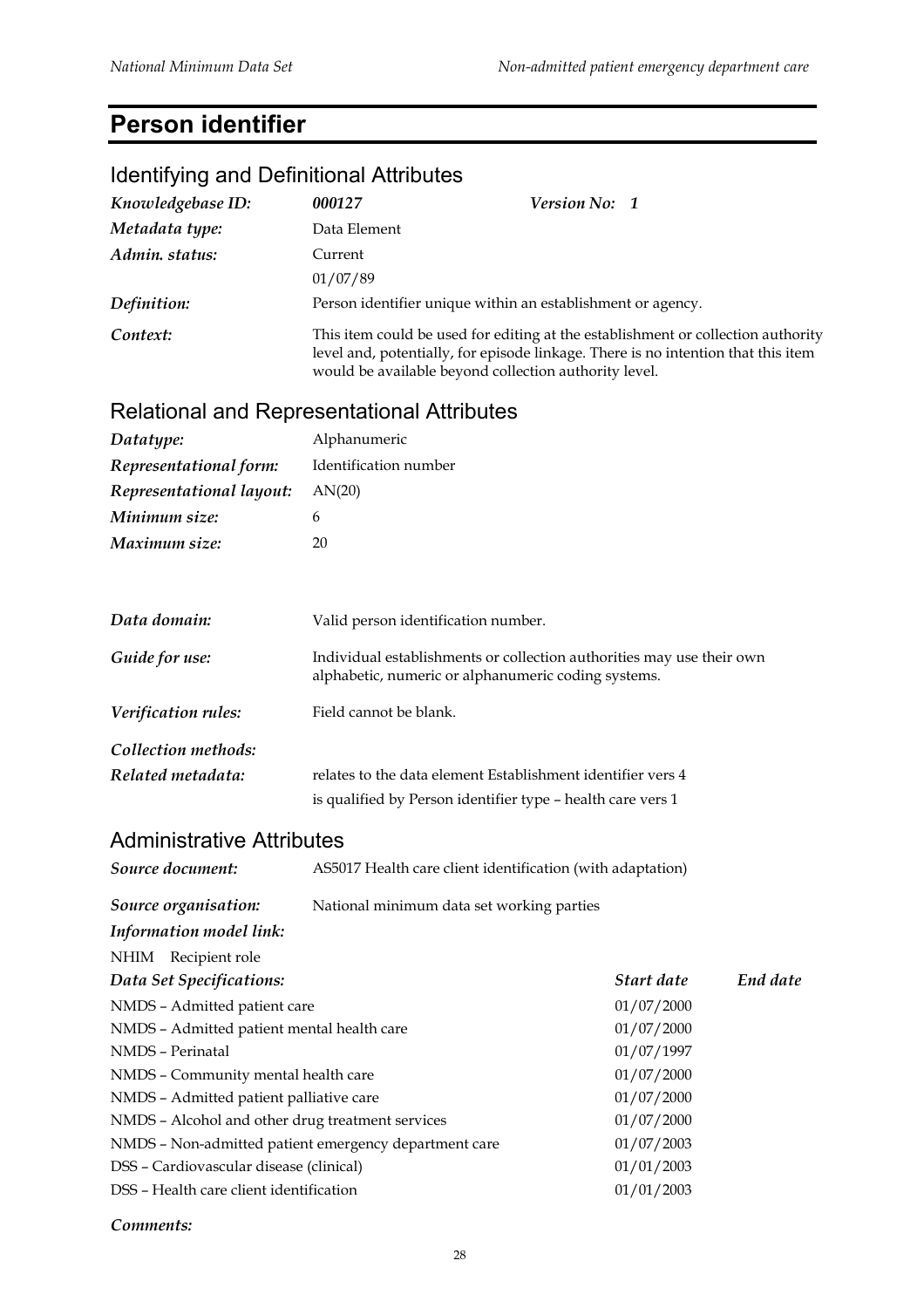# Person identifier

## Identifying and Definitional Attributes

| | | |
|---|---|---|
| ***Knowledgebase ID:*** | ***000127*** | ***Version No: 1*** |
| ***Metadata type:*** | Data Element | |
| ***Admin. status:*** | Current<br>01/07/89 | |
| ***Definition:*** | Person identifier unique within an establishment or agency. | |
| ***Context:*** | This item could be used for editing at the establishment or collection authority level and, potentially, for episode linkage. There is no intention that this item would be available beyond collection authority level. | |

## Relational and Representational Attributes

| | |
|---|---|
| ***Datatype:*** | Alphanumeric |
| ***Representational form:*** | Identification number |
| ***Representational layout:*** | AN(20) |
| ***Minimum size:*** | 6 |
| ***Maximum size:*** | 20 |
| ***Data domain:*** | Valid person identification number. |
| ***Guide for use:*** | Individual establishments or collection authorities may use their own alphabetic, numeric or alphanumeric coding systems. |
| ***Verification rules:*** | Field cannot be blank. |
| ***Collection methods:*** | |
| ***Related metadata:*** | relates to the data element Establishment identifier vers 4<br>is qualified by Person identifier type – health care vers 1 |

## Administrative Attributes

| | |
|---|---|
| ***Source document:*** | AS5017 Health care client identification (with adaptation) |
| ***Source organisation:*** | National minimum data set working parties |

***Information model link:***

NHIM Recipient role

| ***Data Set Specifications:*** | ***Start date*** | ***End date*** |
|---|---|---|
| NMDS – Admitted patient care | 01/07/2000 | |
| NMDS – Admitted patient mental health care | 01/07/2000 | |
| NMDS – Perinatal | 01/07/1997 | |
| NMDS – Community mental health care | 01/07/2000 | |
| NMDS – Admitted patient palliative care | 01/07/2000 | |
| NMDS – Alcohol and other drug treatment services | 01/07/2000 | |
| NMDS – Non-admitted patient emergency department care | 01/07/2003 | |
| DSS – Cardiovascular disease (clinical) | 01/01/2003 | |
| DSS – Health care client identification | 01/01/2003 | |

***Comments:***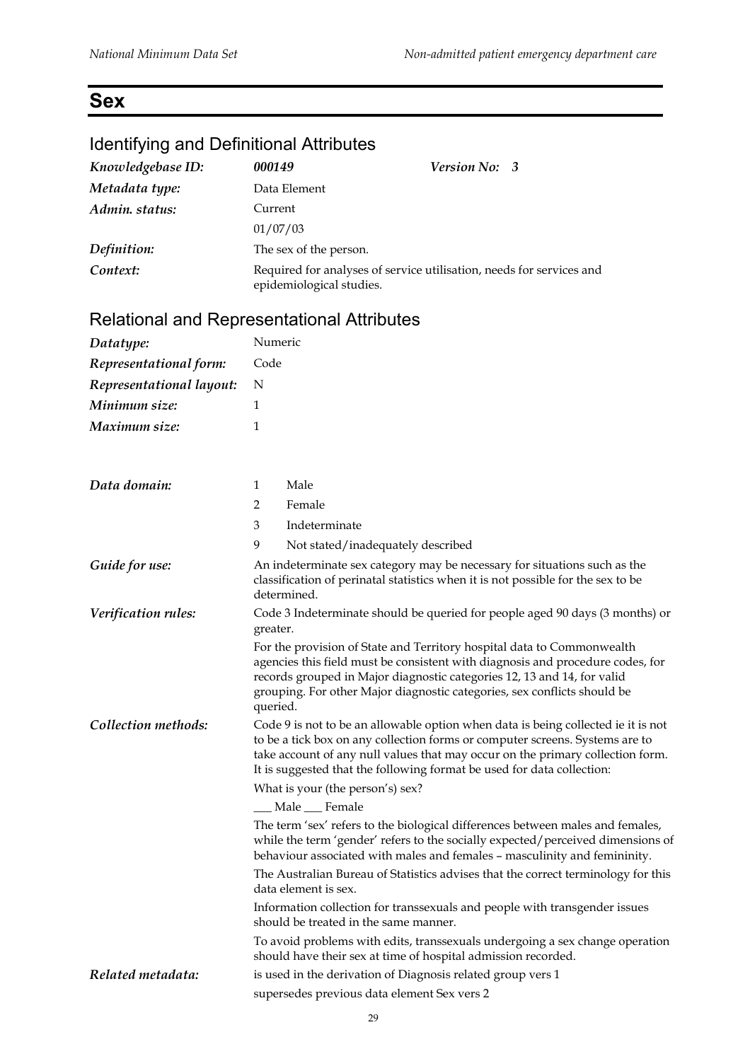# Sex

## Identifying and Definitional Attributes

| | | | |
|---|---|---|---|
| ***Knowledgebase ID:*** | ***000149*** | ***Version No:*** | ***3*** |
| ***Metadata type:*** | Data Element | | |
| ***Admin. status:*** | Current<br>01/07/03 | | |
| ***Definition:*** | The sex of the person. | | |
| ***Context:*** | Required for analyses of service utilisation, needs for services and epidemiological studies. | | |

## Relational and Representational Attributes

| | |
|---|---|
| ***Datatype:*** | Numeric |
| ***Representational form:*** | Code |
| ***Representational layout:*** | N |
| ***Minimum size:*** | 1 |
| ***Maximum size:*** | 1 |

***Data domain:***

1 Male
2 Female
3 Indeterminate
9 Not stated/inadequately described

***Guide for use:***

An indeterminate sex category may be necessary for situations such as the classification of perinatal statistics when it is not possible for the sex to be determined.

***Verification rules:***

Code 3 Indeterminate should be queried for people aged 90 days (3 months) or greater.

For the provision of State and Territory hospital data to Commonwealth agencies this field must be consistent with diagnosis and procedure codes, for records grouped in Major diagnostic categories 12, 13 and 14, for valid grouping. For other Major diagnostic categories, sex conflicts should be queried.

***Collection methods:***

Code 9 is not to be an allowable option when data is being collected ie it is not to be a tick box on any collection forms or computer screens. Systems are to take account of any null values that may occur on the primary collection form. It is suggested that the following format be used for data collection:

What is your (the person's) sex?

___ Male ___ Female

The term 'sex' refers to the biological differences between males and females, while the term 'gender' refers to the socially expected/perceived dimensions of behaviour associated with males and females – masculinity and femininity.

The Australian Bureau of Statistics advises that the correct terminology for this data element is sex.

Information collection for transsexuals and people with transgender issues should be treated in the same manner.

To avoid problems with edits, transsexuals undergoing a sex change operation should have their sex at time of hospital admission recorded.

***Related metadata:***

is used in the derivation of Diagnosis related group vers 1

supersedes previous data element Sex vers 2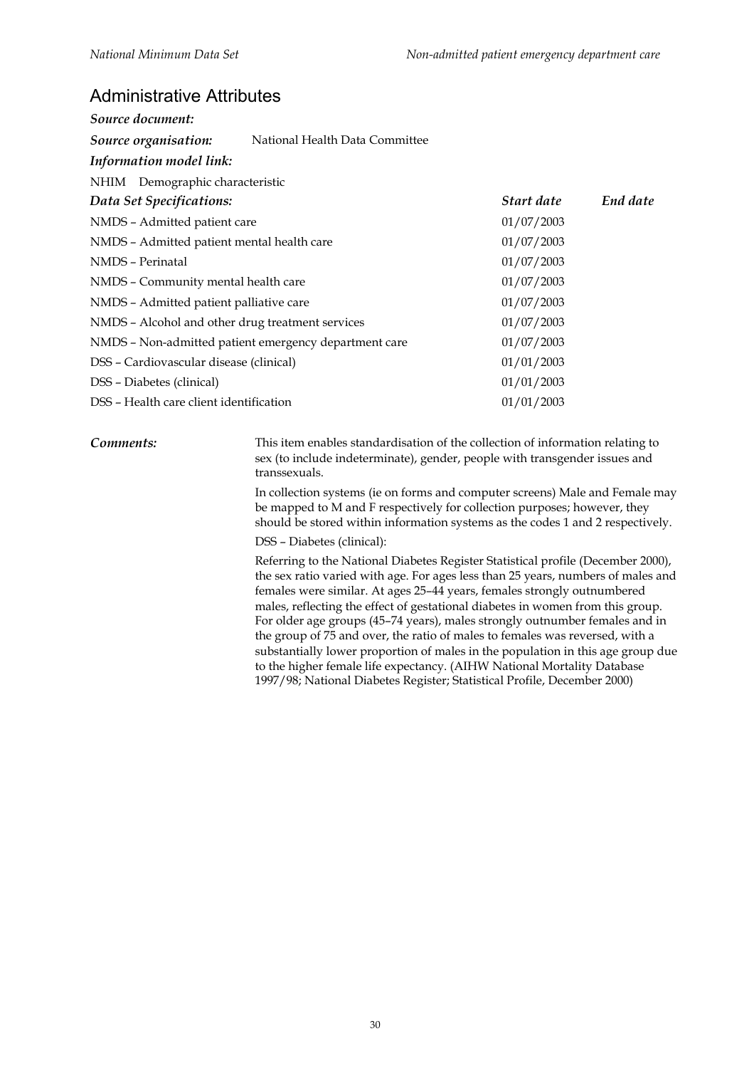## Administrative Attributes

***Source document:***

***Source organisation:*** National Health Data Committee

***Information model link:***

NHIM Demographic characteristic

| ***Data Set Specifications:*** | ***Start date*** | ***End date*** |
|---|---|---|
| NMDS – Admitted patient care | 01/07/2003 | |
| NMDS – Admitted patient mental health care | 01/07/2003 | |
| NMDS – Perinatal | 01/07/2003 | |
| NMDS – Community mental health care | 01/07/2003 | |
| NMDS – Admitted patient palliative care | 01/07/2003 | |
| NMDS – Alcohol and other drug treatment services | 01/07/2003 | |
| NMDS – Non-admitted patient emergency department care | 01/07/2003 | |
| DSS – Cardiovascular disease (clinical) | 01/01/2003 | |
| DSS – Diabetes (clinical) | 01/01/2003 | |
| DSS – Health care client identification | 01/01/2003 | |

***Comments:***

This item enables standardisation of the collection of information relating to sex (to include indeterminate), gender, people with transgender issues and transsexuals.

In collection systems (ie on forms and computer screens) Male and Female may be mapped to M and F respectively for collection purposes; however, they should be stored within information systems as the codes 1 and 2 respectively.

DSS – Diabetes (clinical):

Referring to the National Diabetes Register Statistical profile (December 2000), the sex ratio varied with age. For ages less than 25 years, numbers of males and females were similar. At ages 25–44 years, females strongly outnumbered males, reflecting the effect of gestational diabetes in women from this group. For older age groups (45–74 years), males strongly outnumber females and in the group of 75 and over, the ratio of males to females was reversed, with a substantially lower proportion of males in the population in this age group due to the higher female life expectancy. (AIHW National Mortality Database 1997/98; National Diabetes Register; Statistical Profile, December 2000)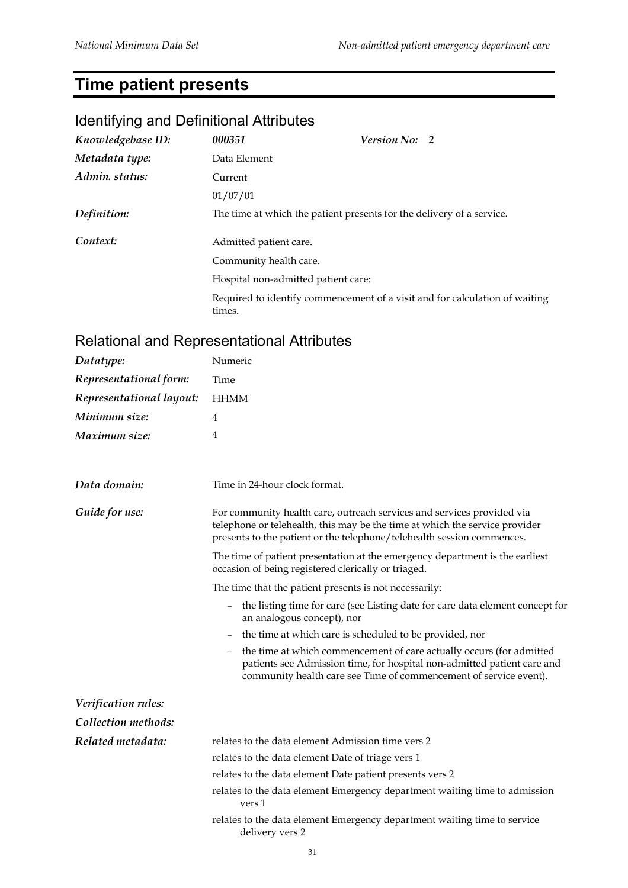# Time patient presents

## Identifying and Definitional Attributes

| | | | |
|---|---|---|---|
| ***Knowledgebase ID:*** | ***000351*** | ***Version No:*** | ***2*** |
| ***Metadata type:*** | Data Element | | |
| ***Admin. status:*** | Current | | |
| | 01/07/01 | | |

***Definition:*** The time at which the patient presents for the delivery of a service.

***Context:***

Admitted patient care.

Community health care.

Hospital non-admitted patient care:

Required to identify commencement of a visit and for calculation of waiting times.

## Relational and Representational Attributes

| | |
|---|---|
| ***Datatype:*** | Numeric |
| ***Representational form:*** | Time |
| ***Representational layout:*** | HHMM |
| ***Minimum size:*** | 4 |
| ***Maximum size:*** | 4 |

***Data domain:*** Time in 24-hour clock format.

***Guide for use:***

For community health care, outreach services and services provided via telephone or telehealth, this may be the time at which the service provider presents to the patient or the telephone/telehealth session commences.

The time of patient presentation at the emergency department is the earliest occasion of being registered clerically or triaged.

The time that the patient presents is not necessarily:

- the listing time for care (see Listing date for care data element concept for an analogous concept), nor
- the time at which care is scheduled to be provided, nor
- the time at which commencement of care actually occurs (for admitted patients see Admission time, for hospital non-admitted patient care and community health care see Time of commencement of service event).

***Verification rules:***

***Collection methods:***

***Related metadata:***

relates to the data element Admission time vers 2

relates to the data element Date of triage vers 1

relates to the data element Date patient presents vers 2

relates to the data element Emergency department waiting time to admission vers 1

relates to the data element Emergency department waiting time to service delivery vers 2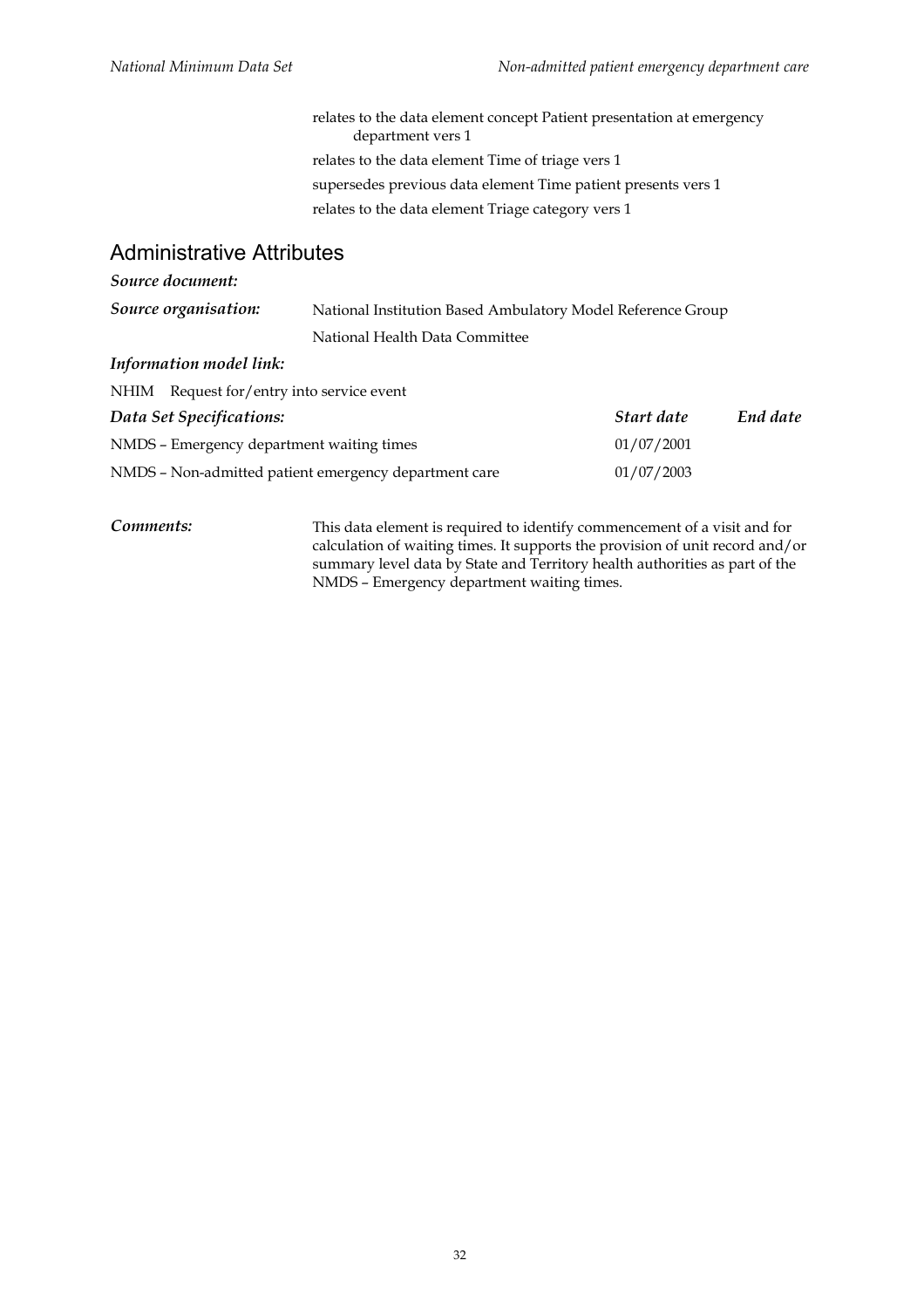relates to the data element concept Patient presentation at emergency department vers 1

relates to the data element Time of triage vers 1

supersedes previous data element Time patient presents vers 1

relates to the data element Triage category vers 1

## Administrative Attributes

***Source document:***

***Source organisation:*** National Institution Based Ambulatory Model Reference Group

National Health Data Committee

***Information model link:***

NHIM Request for/entry into service event

| *Data Set Specifications:* | *Start date* | *End date* |
|---|---|---|
| NMDS – Emergency department waiting times | 01/07/2001 | |
| NMDS – Non-admitted patient emergency department care | 01/07/2003 | |

***Comments:*** This data element is required to identify commencement of a visit and for calculation of waiting times. It supports the provision of unit record and/or summary level data by State and Territory health authorities as part of the NMDS – Emergency department waiting times.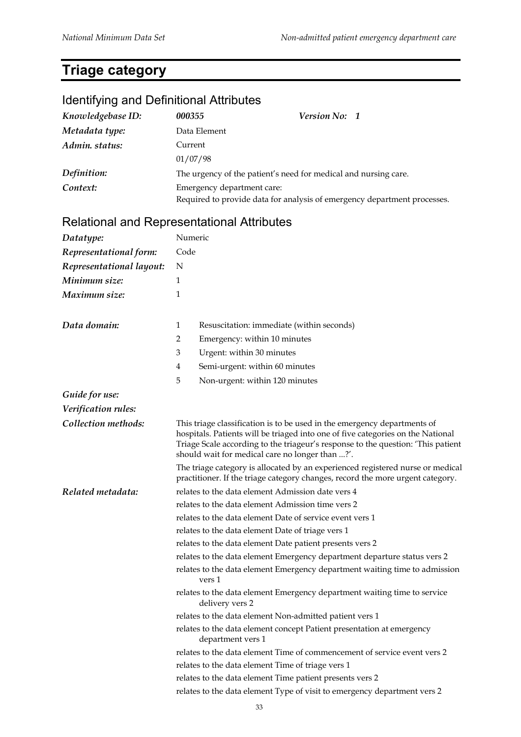# Triage category

## Identifying and Definitional Attributes

| | | |
|---|---|---|
| ***Knowledgebase ID:*** | ***000355*** | ***Version No: 1*** |
| ***Metadata type:*** | Data Element | |
| ***Admin. status:*** | Current | |
| | 01/07/98 | |
| ***Definition:*** | The urgency of the patient's need for medical and nursing care. | |
| ***Context:*** | Emergency department care: Required to provide data for analysis of emergency department processes. | |

## Relational and Representational Attributes

***Datatype:*** Numeric

***Representational form:*** Code

***Representational layout:*** N

***Minimum size:*** 1

***Maximum size:*** 1

***Data domain:***

1 Resuscitation: immediate (within seconds)
2 Emergency: within 10 minutes
3 Urgent: within 30 minutes
4 Semi-urgent: within 60 minutes
5 Non-urgent: within 120 minutes

***Guide for use:***

***Verification rules:***

***Collection methods:***

This triage classification is to be used in the emergency departments of hospitals. Patients will be triaged into one of five categories on the National Triage Scale according to the triageur's response to the question: 'This patient should wait for medical care no longer than ...?'.

The triage category is allocated by an experienced registered nurse or medical practitioner. If the triage category changes, record the more urgent category.

***Related metadata:***

relates to the data element Admission date vers 4
relates to the data element Admission time vers 2
relates to the data element Date of service event vers 1
relates to the data element Date of triage vers 1
relates to the data element Date patient presents vers 2
relates to the data element Emergency department departure status vers 2
relates to the data element Emergency department waiting time to admission vers 1
relates to the data element Emergency department waiting time to service delivery vers 2
relates to the data element Non-admitted patient vers 1
relates to the data element concept Patient presentation at emergency department vers 1
relates to the data element Time of commencement of service event vers 2
relates to the data element Time of triage vers 1
relates to the data element Time patient presents vers 2
relates to the data element Type of visit to emergency department vers 2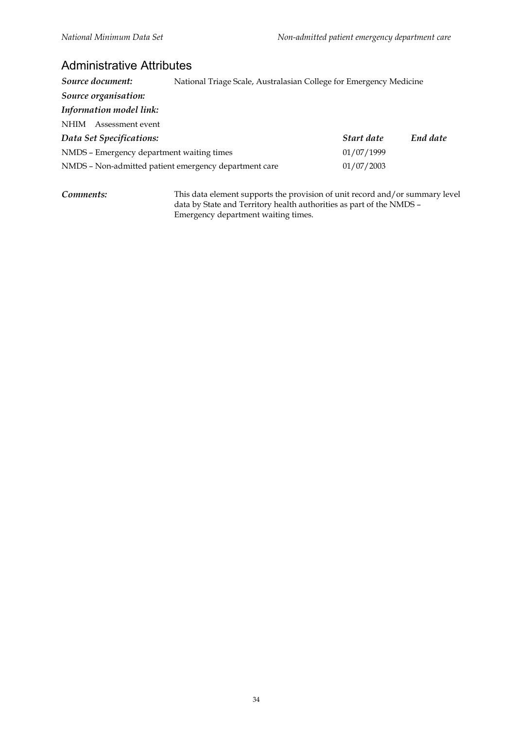## Administrative Attributes

***Source document:*** National Triage Scale, Australasian College for Emergency Medicine

***Source organisation:***

***Information model link:***

NHIM Assessment event

| ***Data Set Specifications:*** | ***Start date*** | ***End date*** |
|---|---|---|
| NMDS – Emergency department waiting times | 01/07/1999 | |
| NMDS – Non-admitted patient emergency department care | 01/07/2003 | |

***Comments:*** This data element supports the provision of unit record and/or summary level data by State and Territory health authorities as part of the NMDS – Emergency department waiting times.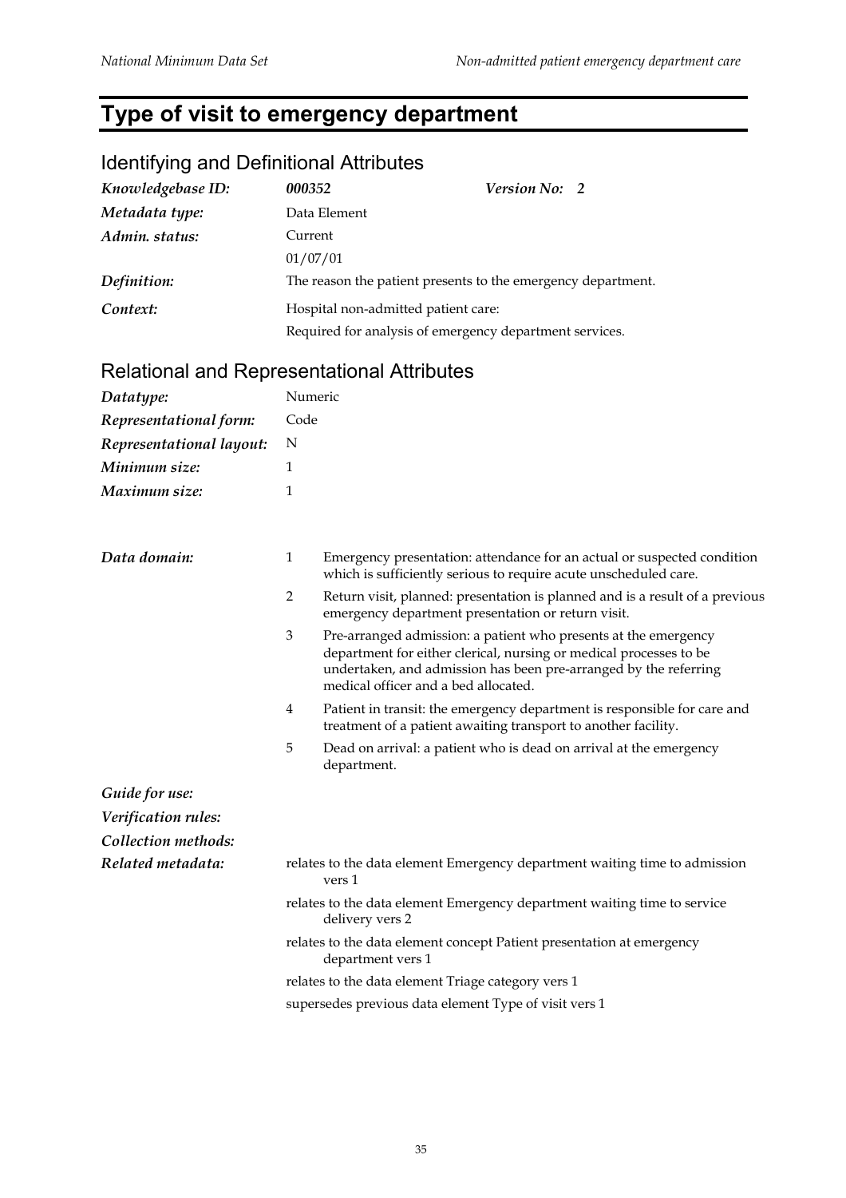# Type of visit to emergency department

## Identifying and Definitional Attributes

| | | |
|---|---|---|
| *Knowledgebase ID:* | ***000352*** | ***Version No: 2*** |
| *Metadata type:* | Data Element | |
| *Admin. status:* | Current<br>01/07/01 | |
| *Definition:* | The reason the patient presents to the emergency department. | |
| *Context:* | Hospital non-admitted patient care:<br>Required for analysis of emergency department services. | |

## Relational and Representational Attributes

| | |
|---|---|
| *Datatype:* | Numeric |
| *Representational form:* | Code |
| *Representational layout:* | N |
| *Minimum size:* | 1 |
| *Maximum size:* | 1 |

*Data domain:*

1 Emergency presentation: attendance for an actual or suspected condition which is sufficiently serious to require acute unscheduled care.

2 Return visit, planned: presentation is planned and is a result of a previous emergency department presentation or return visit.

3 Pre-arranged admission: a patient who presents at the emergency department for either clerical, nursing or medical processes to be undertaken, and admission has been pre-arranged by the referring medical officer and a bed allocated.

4 Patient in transit: the emergency department is responsible for care and treatment of a patient awaiting transport to another facility.

5 Dead on arrival: a patient who is dead on arrival at the emergency department.

*Guide for use:*

*Verification rules:*

*Collection methods:*

*Related metadata:*

relates to the data element Emergency department waiting time to admission vers 1

relates to the data element Emergency department waiting time to service delivery vers 2

relates to the data element concept Patient presentation at emergency department vers 1

relates to the data element Triage category vers 1

supersedes previous data element Type of visit vers 1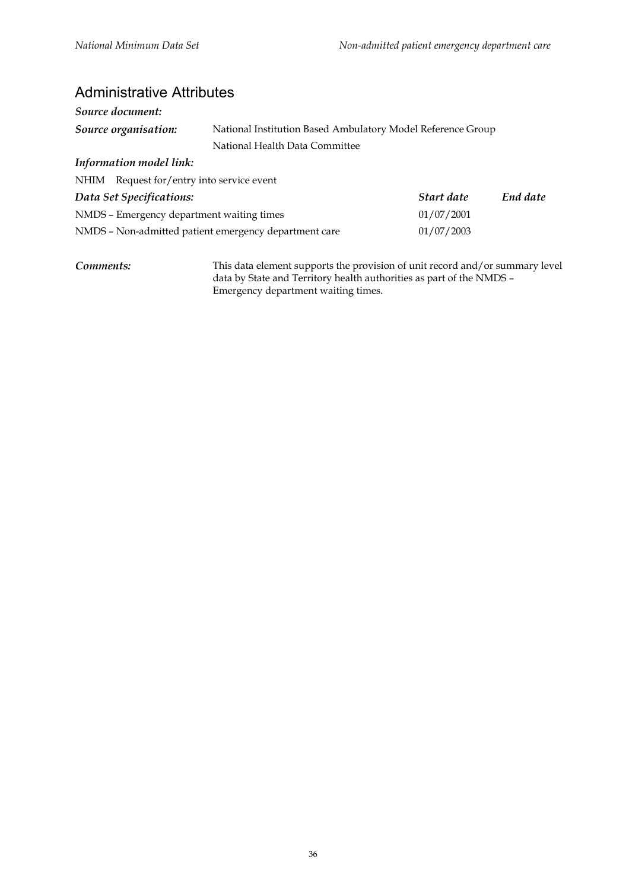## Administrative Attributes

***Source document:***

***Source organisation:*** National Institution Based Ambulatory Model Reference Group
National Health Data Committee

***Information model link:***

NHIM Request for/entry into service event

| *Data Set Specifications:* | *Start date* | *End date* |
|---|---|---|
| NMDS – Emergency department waiting times | 01/07/2001 | |
| NMDS – Non-admitted patient emergency department care | 01/07/2003 | |

***Comments:*** This data element supports the provision of unit record and/or summary level data by State and Territory health authorities as part of the NMDS – Emergency department waiting times.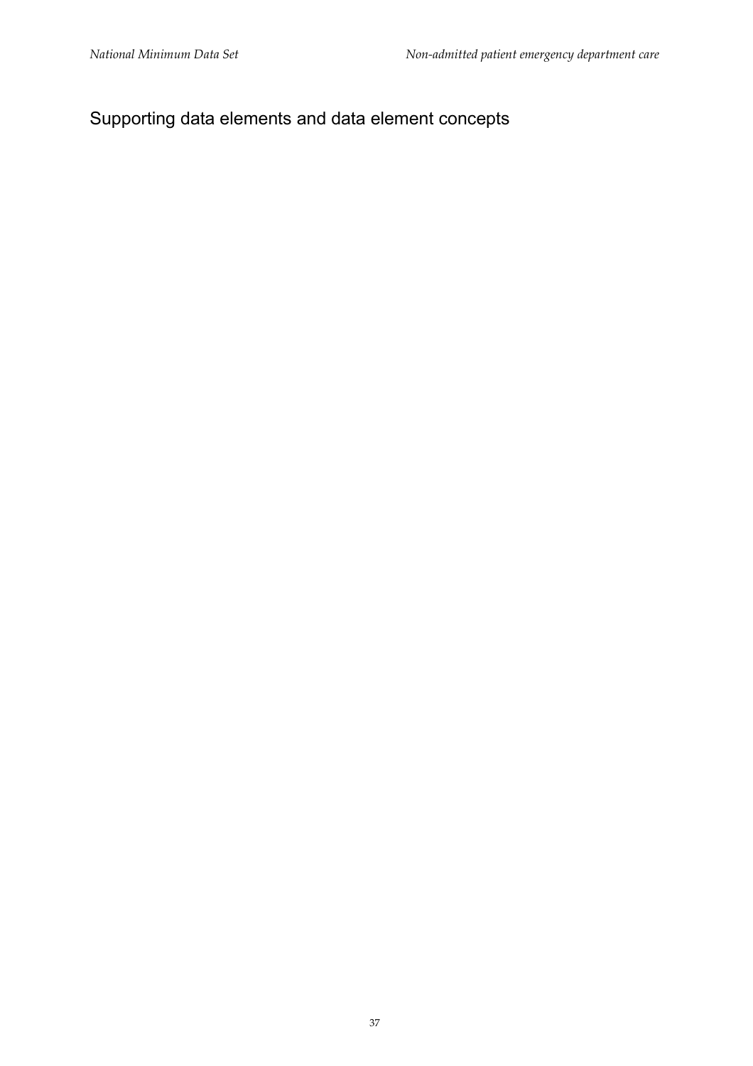## Supporting data elements and data element concepts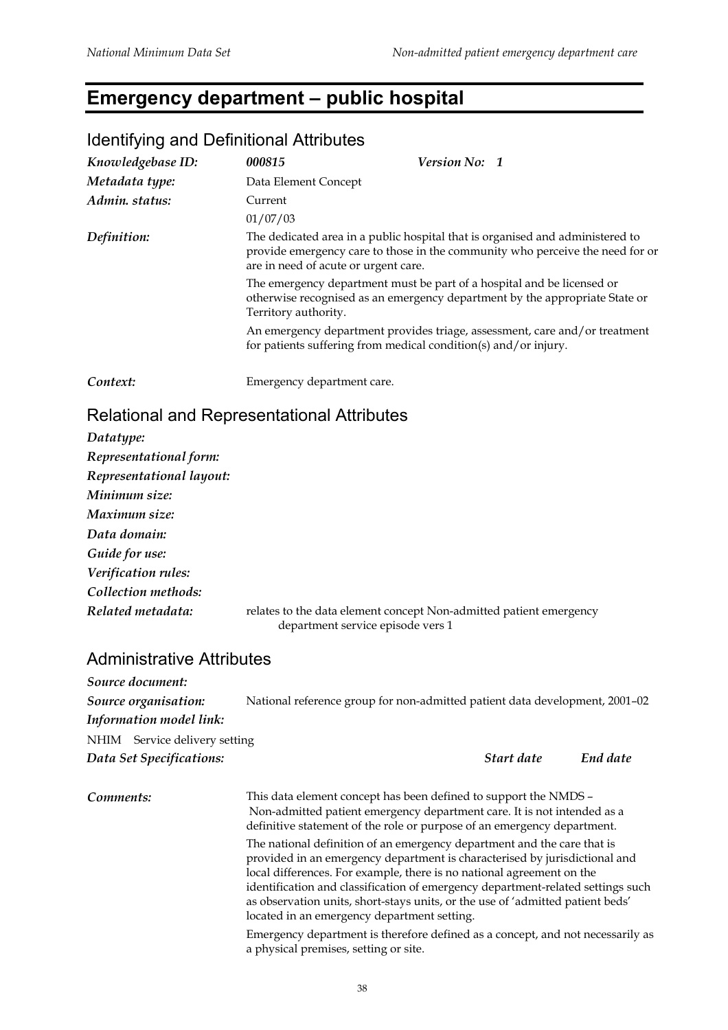# Emergency department – public hospital

## Identifying and Definitional Attributes

| | | |
|---|---|---|
| *Knowledgebase ID:* | ***000815*** | ***Version No: 1*** |
| *Metadata type:* | Data Element Concept | |
| *Admin. status:* | Current<br>01/07/03 | |

*Definition:* The dedicated area in a public hospital that is organised and administered to provide emergency care to those in the community who perceive the need for or are in need of acute or urgent care.

The emergency department must be part of a hospital and be licensed or otherwise recognised as an emergency department by the appropriate State or Territory authority.

An emergency department provides triage, assessment, care and/or treatment for patients suffering from medical condition(s) and/or injury.

*Context:* Emergency department care.

## Relational and Representational Attributes

*Datatype:*

*Representational form:*

*Representational layout:*

*Minimum size:*

*Maximum size:*

*Data domain:*

*Guide for use:*

*Verification rules:*

*Collection methods:*

*Related metadata:* relates to the data element concept Non-admitted patient emergency department service episode vers 1

## Administrative Attributes

*Source document:*

*Source organisation:* National reference group for non-admitted patient data development, 2001–02

*Information model link:*

NHIM Service delivery setting

| *Data Set Specifications:* | *Start date* | *End date* |
|---|---|---|

*Comments:* This data element concept has been defined to support the NMDS – Non-admitted patient emergency department care. It is not intended as a definitive statement of the role or purpose of an emergency department.

The national definition of an emergency department and the care that is provided in an emergency department is characterised by jurisdictional and local differences. For example, there is no national agreement on the identification and classification of emergency department-related settings such as observation units, short-stays units, or the use of 'admitted patient beds' located in an emergency department setting.

Emergency department is therefore defined as a concept, and not necessarily as a physical premises, setting or site.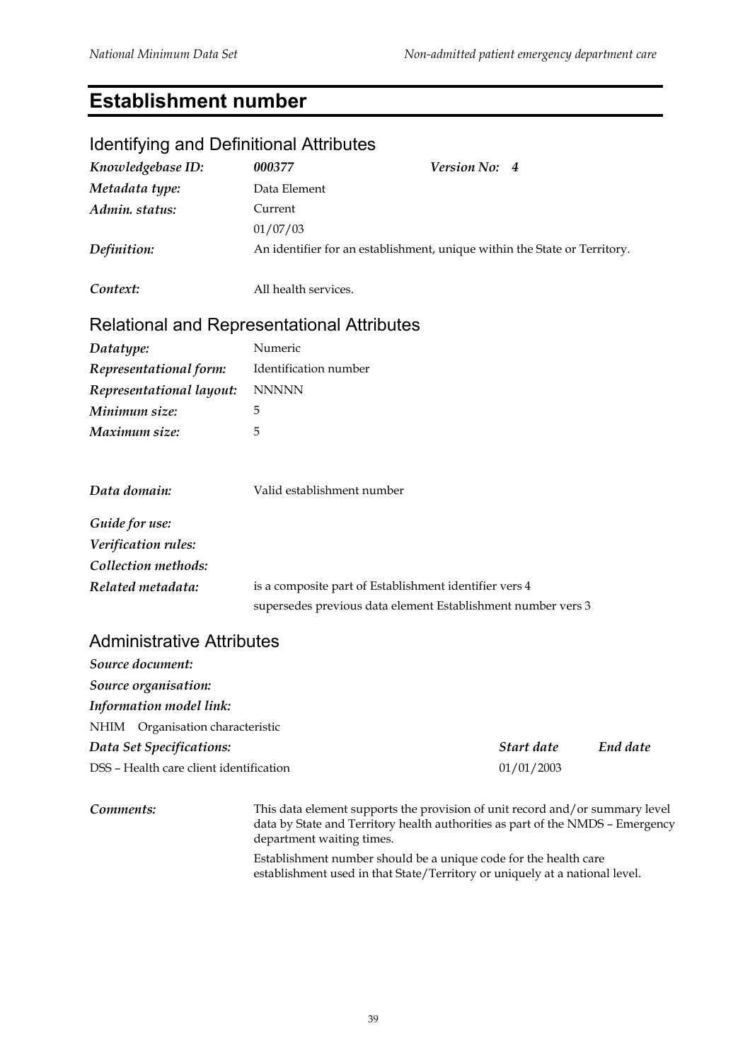# Establishment number

## Identifying and Definitional Attributes

| | | | |
|---|---|---|---|
| ***Knowledgebase ID:*** | ***000377*** | ***Version No:*** | ***4*** |
| ***Metadata type:*** | Data Element | | |
| ***Admin. status:*** | Current<br>01/07/03 | | |
| ***Definition:*** | An identifier for an establishment, unique within the State or Territory. | | |
| ***Context:*** | All health services. | | |

## Relational and Representational Attributes

| | |
|---|---|
| ***Datatype:*** | Numeric |
| ***Representational form:*** | Identification number |
| ***Representational layout:*** | NNNNN |
| ***Minimum size:*** | 5 |
| ***Maximum size:*** | 5 |
| ***Data domain:*** | Valid establishment number |
| ***Guide for use:*** | |
| ***Verification rules:*** | |
| ***Collection methods:*** | |
| ***Related metadata:*** | is a composite part of Establishment identifier vers 4<br>supersedes previous data element Establishment number vers 3 |

## Administrative Attributes

***Source document:***

***Source organisation:***

***Information model link:***

NHIM Organisation characteristic

| ***Data Set Specifications:*** | ***Start date*** | ***End date*** |
|---|---|---|
| DSS – Health care client identification | 01/01/2003 | |

***Comments:***

This data element supports the provision of unit record and/or summary level data by State and Territory health authorities as part of the NMDS – Emergency department waiting times.

Establishment number should be a unique code for the health care establishment used in that State/Territory or uniquely at a national level.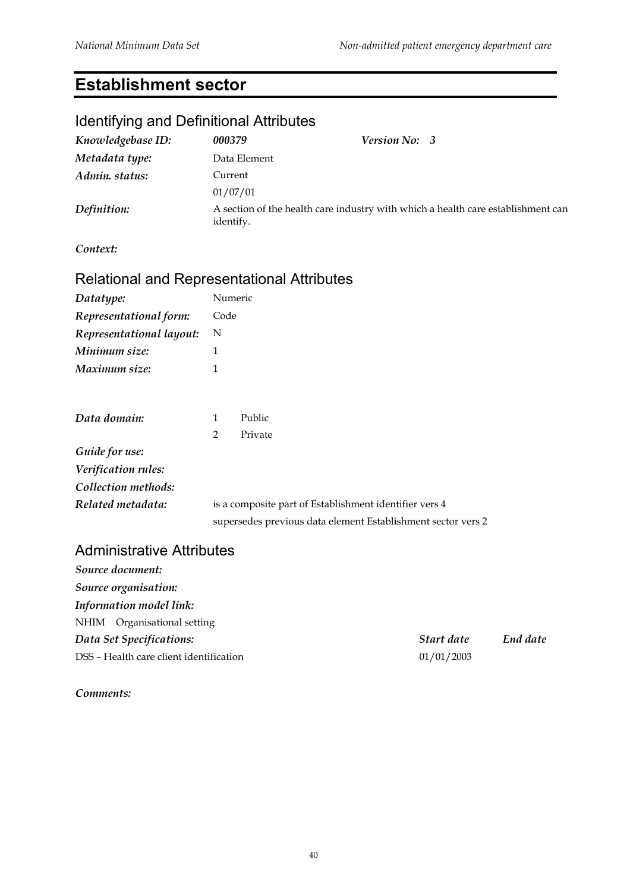# Establishment sector

## Identifying and Definitional Attributes

| | | | |
|---|---|---|---|
| ***Knowledgebase ID:*** | ***000379*** | ***Version No:*** | ***3*** |
| ***Metadata type:*** | Data Element | | |
| ***Admin. status:*** | Current | | |
| | 01/07/01 | | |
| ***Definition:*** | A section of the health care industry with which a health care establishment can identify. | | |

***Context:***

## Relational and Representational Attributes

| | |
|---|---|
| ***Datatype:*** | Numeric |
| ***Representational form:*** | Code |
| ***Representational layout:*** | N |
| ***Minimum size:*** | 1 |
| ***Maximum size:*** | 1 |

| | | |
|---|---|---|
| ***Data domain:*** | 1 | Public |
| | 2 | Private |

***Guide for use:***

***Verification rules:***

***Collection methods:***

***Related metadata:*** is a composite part of Establishment identifier vers 4

supersedes previous data element Establishment sector vers 2

## Administrative Attributes

***Source document:***

***Source organisation:***

***Information model link:***

NHIM Organisational setting

| ***Data Set Specifications:*** | ***Start date*** | ***End date*** |
|---|---|---|
| DSS – Health care client identification | 01/01/2003 | |

***Comments:***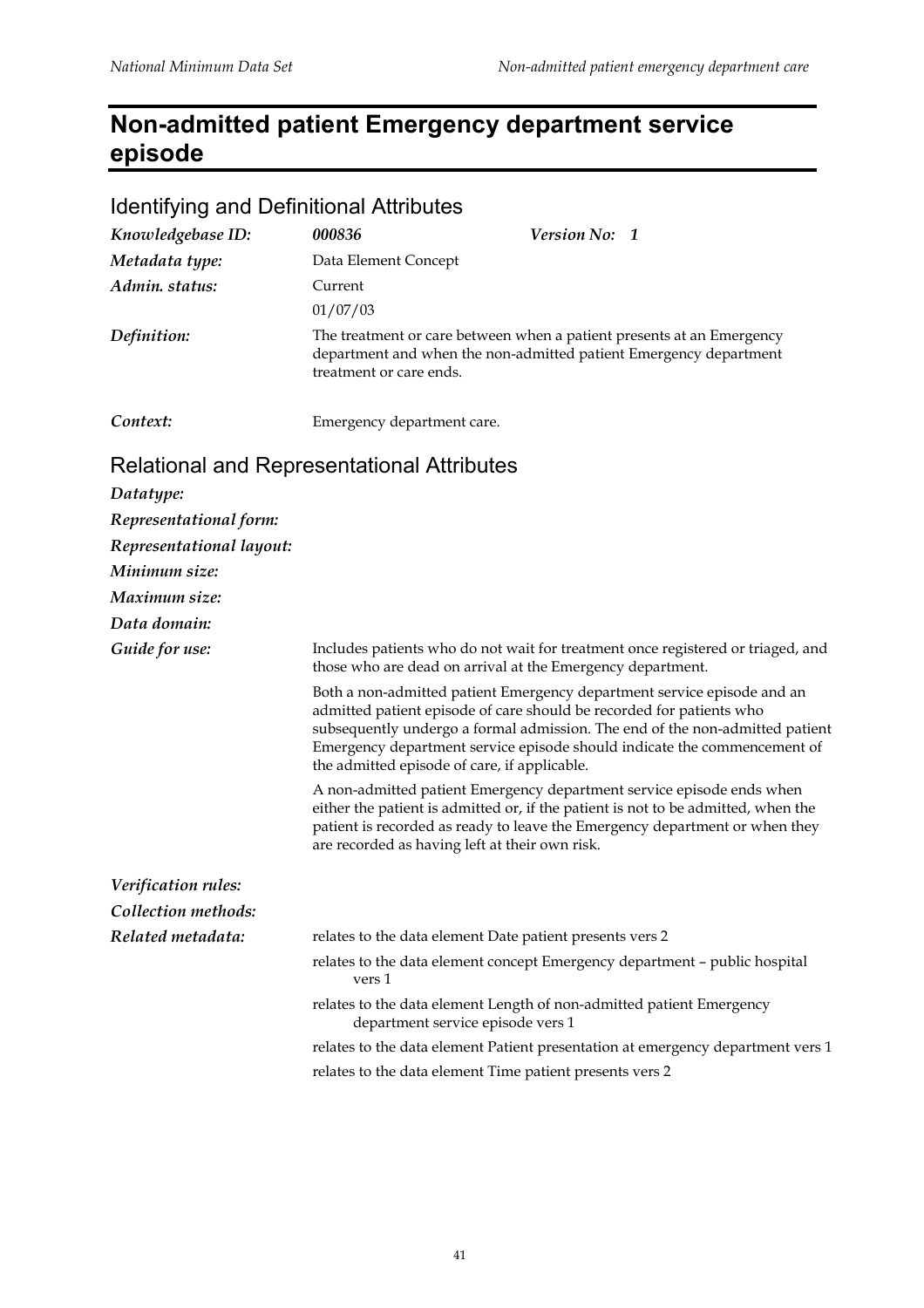# Non-admitted patient Emergency department service episode

## Identifying and Definitional Attributes

| | | | |
|---|---|---|---|
| *Knowledgebase ID:* | ***000836*** | *Version No:* | ***1*** |
| *Metadata type:* | Data Element Concept | | |
| *Admin. status:* | Current | | |
| | 01/07/03 | | |
| *Definition:* | The treatment or care between when a patient presents at an Emergency department and when the non-admitted patient Emergency department treatment or care ends. | | |
| *Context:* | Emergency department care. | | |

## Relational and Representational Attributes

***Datatype:***

***Representational form:***

***Representational layout:***

***Minimum size:***

***Maximum size:***

***Data domain:***

***Guide for use:***

Includes patients who do not wait for treatment once registered or triaged, and those who are dead on arrival at the Emergency department.

Both a non-admitted patient Emergency department service episode and an admitted patient episode of care should be recorded for patients who subsequently undergo a formal admission. The end of the non-admitted patient Emergency department service episode should indicate the commencement of the admitted episode of care, if applicable.

A non-admitted patient Emergency department service episode ends when either the patient is admitted or, if the patient is not to be admitted, when the patient is recorded as ready to leave the Emergency department or when they are recorded as having left at their own risk.

***Verification rules:***

***Collection methods:***

***Related metadata:***

relates to the data element Date patient presents vers 2

relates to the data element concept Emergency department – public hospital vers 1

relates to the data element Length of non-admitted patient Emergency department service episode vers 1

relates to the data element Patient presentation at emergency department vers 1

relates to the data element Time patient presents vers 2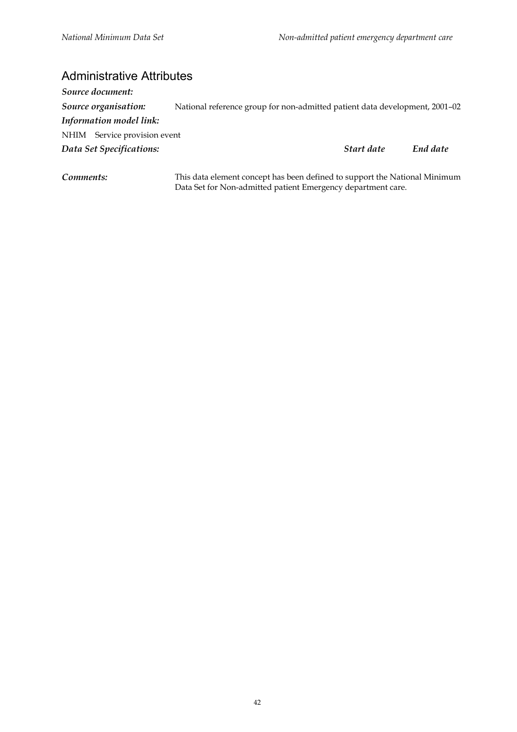## Administrative Attributes

***Source document:***

***Source organisation:*** National reference group for non-admitted patient data development, 2001–02

***Information model link:***

NHIM Service provision event

| ***Data Set Specifications:*** | ***Start date*** | ***End date*** |
|---|---|---|

***Comments:*** This data element concept has been defined to support the National Minimum Data Set for Non-admitted patient Emergency department care.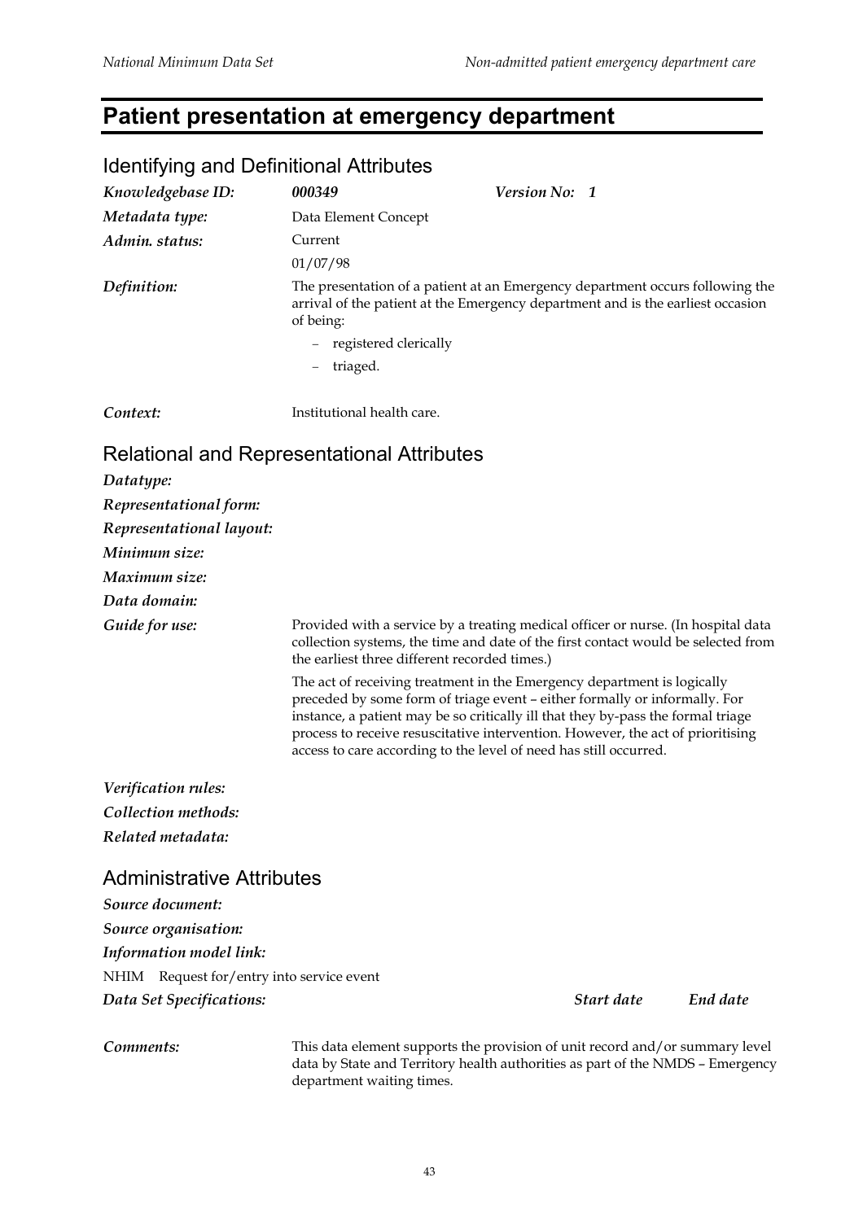# Patient presentation at emergency department

## Identifying and Definitional Attributes

| | | |
|---|---|---|
| ***Knowledgebase ID:*** | ***000349*** | ***Version No: 1*** |
| ***Metadata type:*** | Data Element Concept | |
| ***Admin. status:*** | Current<br>01/07/98 | |

***Definition:*** The presentation of a patient at an Emergency department occurs following the arrival of the patient at the Emergency department and is the earliest occasion of being:

- registered clerically
- triaged.

***Context:*** Institutional health care.

## Relational and Representational Attributes

***Datatype:***

***Representational form:***

***Representational layout:***

***Minimum size:***

***Maximum size:***

***Data domain:***

***Guide for use:*** Provided with a service by a treating medical officer or nurse. (In hospital data collection systems, the time and date of the first contact would be selected from the earliest three different recorded times.)

The act of receiving treatment in the Emergency department is logically preceded by some form of triage event – either formally or informally. For instance, a patient may be so critically ill that they by-pass the formal triage process to receive resuscitative intervention. However, the act of prioritising access to care according to the level of need has still occurred.

***Verification rules:***

***Collection methods:***

***Related metadata:***

## Administrative Attributes

***Source document:***

***Source organisation:***

***Information model link:***

NHIM Request for/entry into service event

| ***Data Set Specifications:*** | ***Start date*** | ***End date*** |
|---|---|---|

***Comments:*** This data element supports the provision of unit record and/or summary level data by State and Territory health authorities as part of the NMDS – Emergency department waiting times.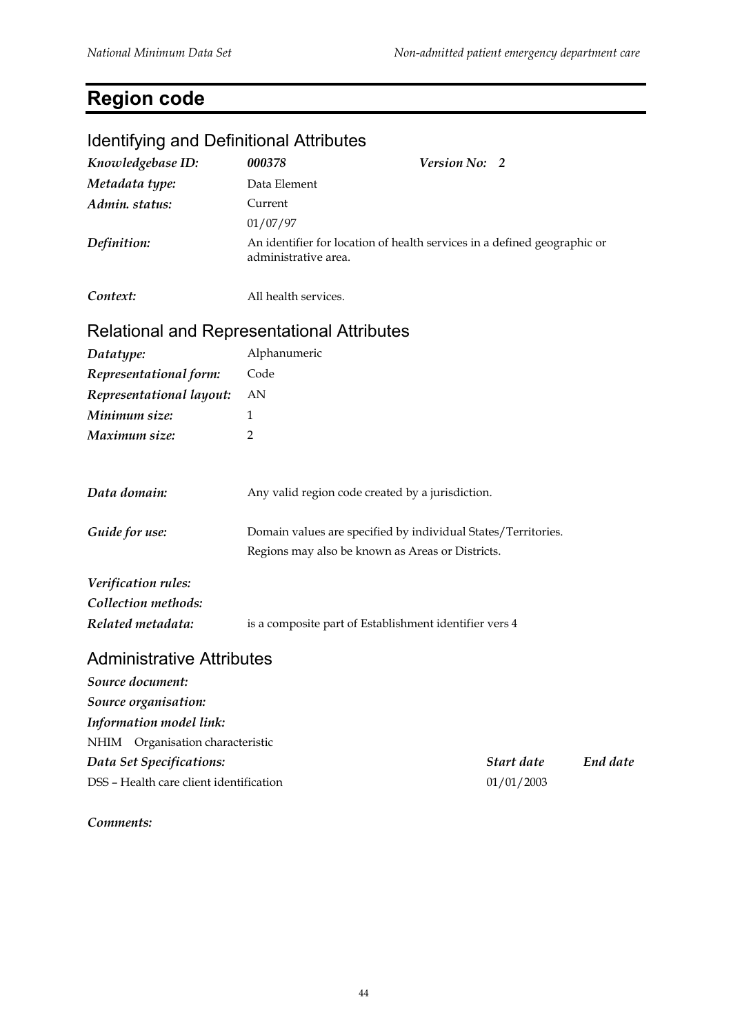# Region code

## Identifying and Definitional Attributes

| | | | |
|---|---|---|---|
| ***Knowledgebase ID:*** | ***000378*** | ***Version No:*** | ***2*** |
| ***Metadata type:*** | Data Element | | |
| ***Admin. status:*** | Current | | |
| | 01/07/97 | | |
| ***Definition:*** | An identifier for location of health services in a defined geographic or administrative area. | | |
| ***Context:*** | All health services. | | |

## Relational and Representational Attributes

| | |
|---|---|
| ***Datatype:*** | Alphanumeric |
| ***Representational form:*** | Code |
| ***Representational layout:*** | AN |
| ***Minimum size:*** | 1 |
| ***Maximum size:*** | 2 |
| ***Data domain:*** | Any valid region code created by a jurisdiction. |
| ***Guide for use:*** | Domain values are specified by individual States/Territories. Regions may also be known as Areas or Districts. |
| ***Verification rules:*** | |
| ***Collection methods:*** | |
| ***Related metadata:*** | is a composite part of Establishment identifier vers 4 |

## Administrative Attributes

***Source document:***

***Source organisation:***

***Information model link:***

NHIM Organisation characteristic

| ***Data Set Specifications:*** | ***Start date*** | ***End date*** |
|---|---|---|
| DSS – Health care client identification | 01/01/2003 | |

***Comments:***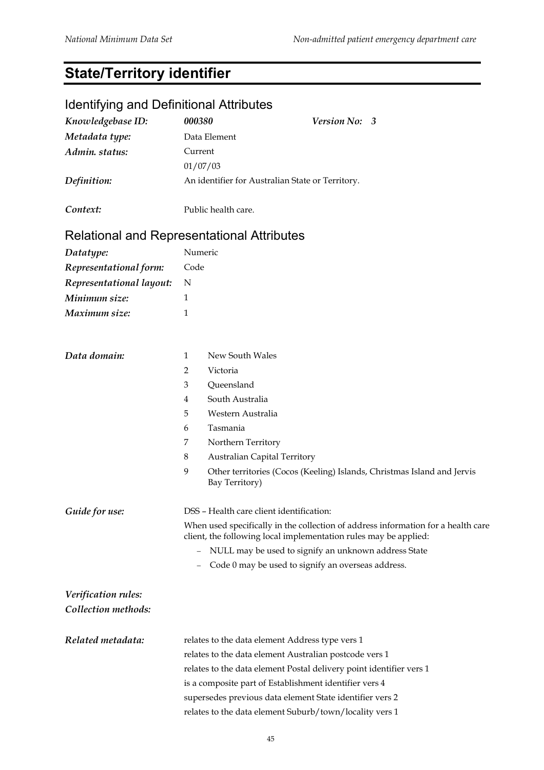# State/Territory identifier

## Identifying and Definitional Attributes

| | | | |
|---|---|---|---|
| ***Knowledgebase ID:*** | ***000380*** | ***Version No:*** | ***3*** |
| ***Metadata type:*** | Data Element | | |
| ***Admin. status:*** | Current<br>01/07/03 | | |
| ***Definition:*** | An identifier for Australian State or Territory. | | |
| ***Context:*** | Public health care. | | |

## Relational and Representational Attributes

| | |
|---|---|
| ***Datatype:*** | Numeric |
| ***Representational form:*** | Code |
| ***Representational layout:*** | N |
| ***Minimum size:*** | 1 |
| ***Maximum size:*** | 1 |

***Data domain:***

| | |
|---|---|
| 1 | New South Wales |
| 2 | Victoria |
| 3 | Queensland |
| 4 | South Australia |
| 5 | Western Australia |
| 6 | Tasmania |
| 7 | Northern Territory |
| 8 | Australian Capital Territory |
| 9 | Other territories (Cocos (Keeling) Islands, Christmas Island and Jervis Bay Territory) |

***Guide for use:***

DSS – Health care client identification:

When used specifically in the collection of address information for a health care client, the following local implementation rules may be applied:

- NULL may be used to signify an unknown address State
- Code 0 may be used to signify an overseas address.

***Verification rules:***

***Collection methods:***

***Related metadata:***

relates to the data element Address type vers 1
relates to the data element Australian postcode vers 1
relates to the data element Postal delivery point identifier vers 1
is a composite part of Establishment identifier vers 4
supersedes previous data element State identifier vers 2
relates to the data element Suburb/town/locality vers 1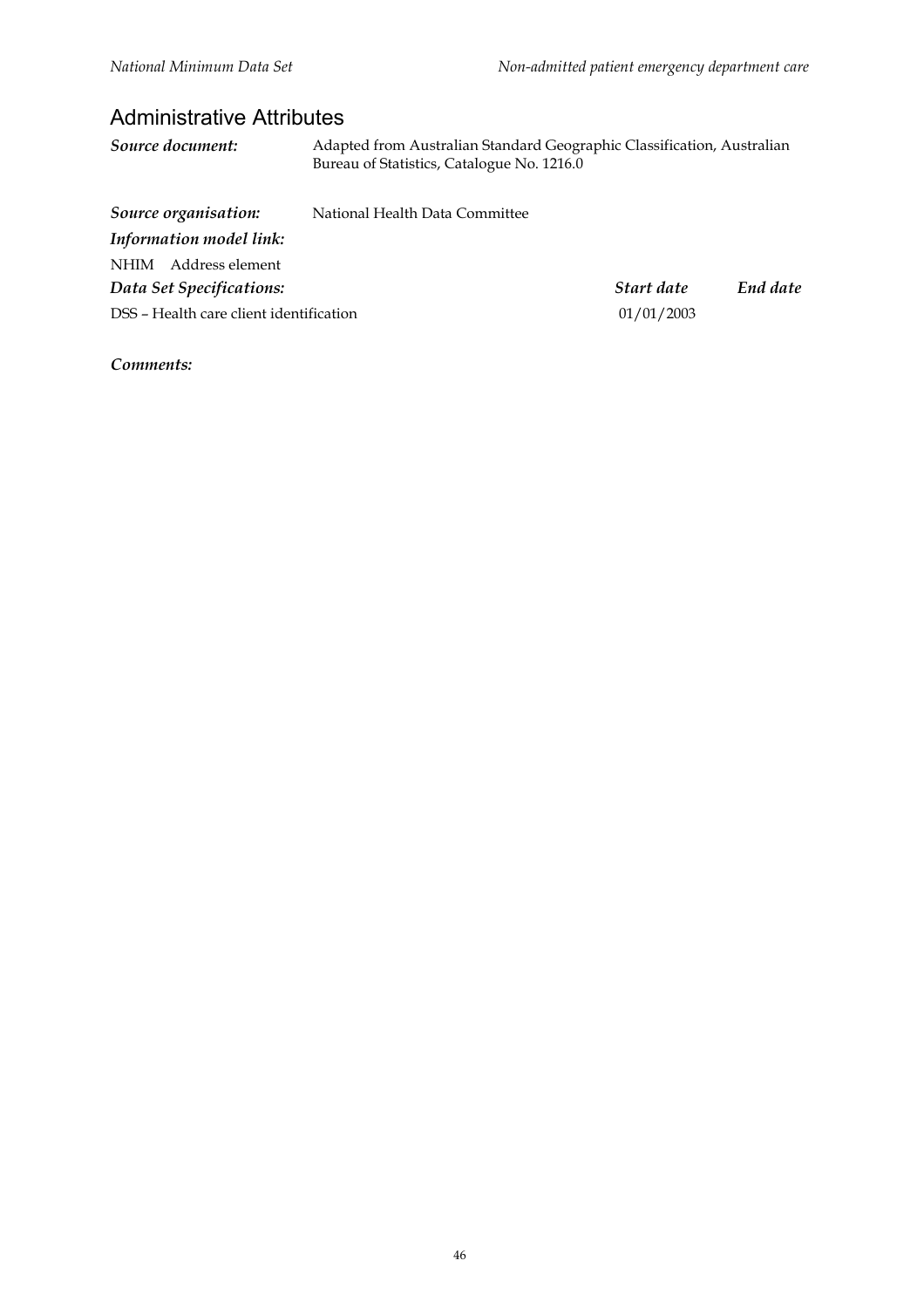## Administrative Attributes

***Source document:*** Adapted from Australian Standard Geographic Classification, Australian Bureau of Statistics, Catalogue No. 1216.0

***Source organisation:*** National Health Data Committee

***Information model link:***

NHIM Address element

| ***Data Set Specifications:*** | ***Start date*** | ***End date*** |
|---|---|---|
| DSS – Health care client identification | 01/01/2003 | |

***Comments:***